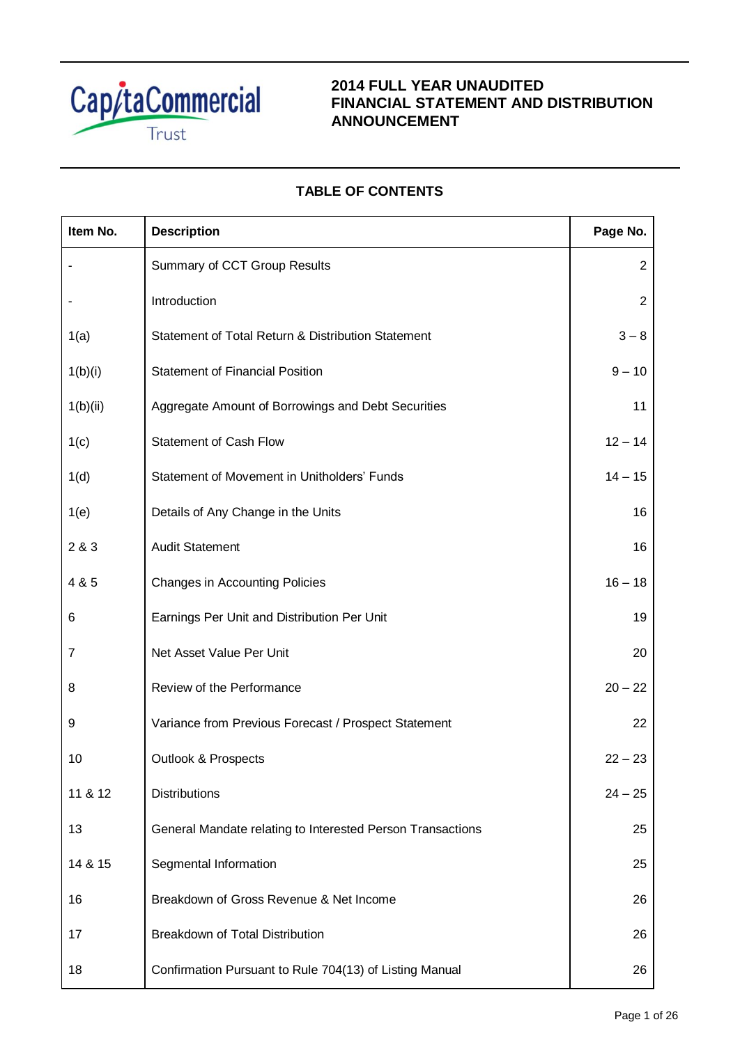CapitaCommercial Trust

# 2014 FULL YEAR UNAUDITED FINANCIAL STATEMENT AND DISTRIBUTION ANNOUNCEMENT

## TABLE OF CONTENTS

| Item No. | Description | Page No. |
|---|---|---|
| - | Summary of CCT Group Results | 2 |
| - | Introduction | 2 |
| 1(a) | Statement of Total Return & Distribution Statement | 3 – 8 |
| 1(b)(i) | Statement of Financial Position | 9 – 10 |
| 1(b)(ii) | Aggregate Amount of Borrowings and Debt Securities | 11 |
| 1(c) | Statement of Cash Flow | 12 – 14 |
| 1(d) | Statement of Movement in Unitholders' Funds | 14 – 15 |
| 1(e) | Details of Any Change in the Units | 16 |
| 2 & 3 | Audit Statement | 16 |
| 4 & 5 | Changes in Accounting Policies | 16 – 18 |
| 6 | Earnings Per Unit and Distribution Per Unit | 19 |
| 7 | Net Asset Value Per Unit | 20 |
| 8 | Review of the Performance | 20 – 22 |
| 9 | Variance from Previous Forecast / Prospect Statement | 22 |
| 10 | Outlook & Prospects | 22 – 23 |
| 11 & 12 | Distributions | 24 – 25 |
| 13 | General Mandate relating to Interested Person Transactions | 25 |
| 14 & 15 | Segmental Information | 25 |
| 16 | Breakdown of Gross Revenue & Net Income | 26 |
| 17 | Breakdown of Total Distribution | 26 |
| 18 | Confirmation Pursuant to Rule 704(13) of Listing Manual | 26 |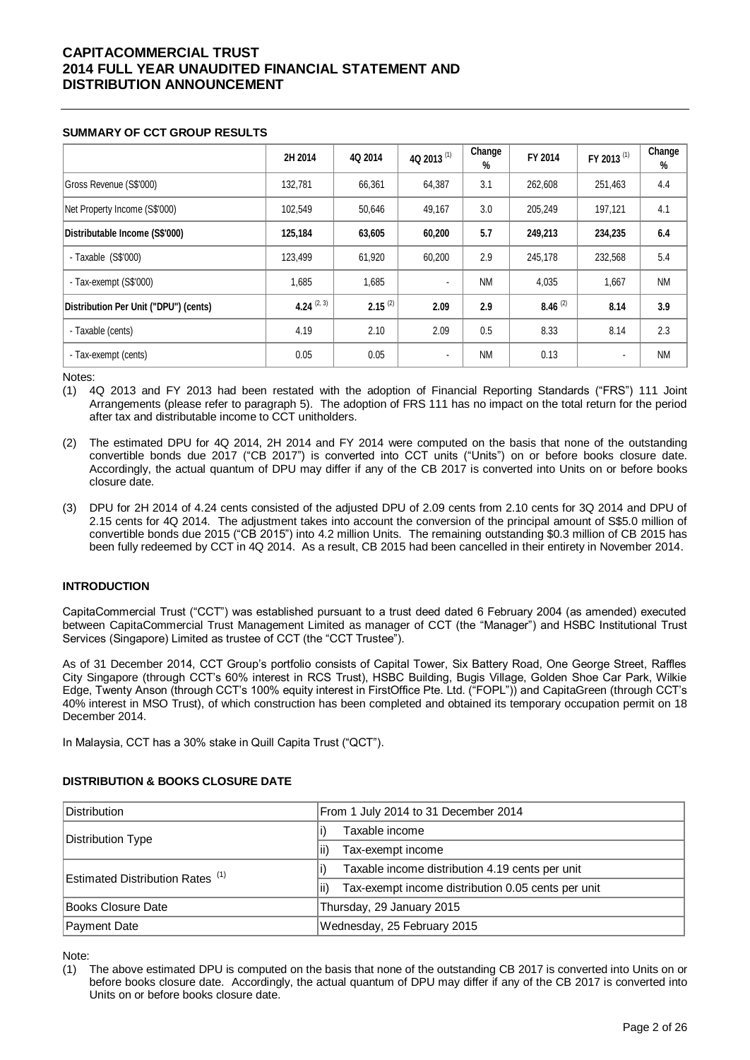# CAPITACOMMERCIAL TRUST
# 2014 FULL YEAR UNAUDITED FINANCIAL STATEMENT AND DISTRIBUTION ANNOUNCEMENT

**SUMMARY OF CCT GROUP RESULTS**

| | 2H 2014 | 4Q 2014 | 4Q 2013 [(1)] | Change % | FY 2014 | FY 2013 [(1)] | Change % |
|---|---|---|---|---|---|---|---|
| Gross Revenue (S$'000) | 132,781 | 66,361 | 64,387 | 3.1 | 262,608 | 251,463 | 4.4 |
| Net Property Income (S$'000) | 102,549 | 50,646 | 49,167 | 3.0 | 205,249 | 197,121 | 4.1 |
| **Distributable Income (S$'000)** | **125,184** | **63,605** | **60,200** | **5.7** | **249,213** | **234,235** | **6.4** |
| - Taxable (S$'000) | 123,499 | 61,920 | 60,200 | 2.9 | 245,178 | 232,568 | 5.4 |
| - Tax-exempt (S$'000) | 1,685 | 1,685 | - | NM | 4,035 | 1,667 | NM |
| **Distribution Per Unit ("DPU") (cents)** | **4.24** [(2, 3)] | **2.15** [(2)] | **2.09** | **2.9** | **8.46** [(2)] | **8.14** | **3.9** |
| - Taxable (cents) | 4.19 | 2.10 | 2.09 | 0.5 | 8.33 | 8.14 | 2.3 |
| - Tax-exempt (cents) | 0.05 | 0.05 | - | NM | 0.13 | - | NM |

Notes:

(1) 4Q 2013 and FY 2013 had been restated with the adoption of Financial Reporting Standards ("FRS") 111 Joint Arrangements (please refer to paragraph 5). The adoption of FRS 111 has no impact on the total return for the period after tax and distributable income to CCT unitholders.

(2) The estimated DPU for 4Q 2014, 2H 2014 and FY 2014 were computed on the basis that none of the outstanding convertible bonds due 2017 ("CB 2017") is converted into CCT units ("Units") on or before books closure date. Accordingly, the actual quantum of DPU may differ if any of the CB 2017 is converted into Units on or before books closure date.

(3) DPU for 2H 2014 of 4.24 cents consisted of the adjusted DPU of 2.09 cents from 2.10 cents for 3Q 2014 and DPU of 2.15 cents for 4Q 2014. The adjustment takes into account the conversion of the principal amount of S$5.0 million of convertible bonds due 2015 ("CB 2015") into 4.2 million Units. The remaining outstanding $0.3 million of CB 2015 has been fully redeemed by CCT in 4Q 2014. As a result, CB 2015 had been cancelled in their entirety in November 2014.

**INTRODUCTION**

CapitaCommercial Trust ("CCT") was established pursuant to a trust deed dated 6 February 2004 (as amended) executed between CapitaCommercial Trust Management Limited as manager of CCT (the "Manager") and HSBC Institutional Trust Services (Singapore) Limited as trustee of CCT (the "CCT Trustee").

As of 31 December 2014, CCT Group's portfolio consists of Capital Tower, Six Battery Road, One George Street, Raffles City Singapore (through CCT's 60% interest in RCS Trust), HSBC Building, Bugis Village, Golden Shoe Car Park, Wilkie Edge, Twenty Anson (through CCT's 100% equity interest in FirstOffice Pte. Ltd. ("FOPL")) and CapitaGreen (through CCT's 40% interest in MSO Trust), of which construction has been completed and obtained its temporary occupation permit on 18 December 2014.

In Malaysia, CCT has a 30% stake in Quill Capita Trust ("QCT").

**DISTRIBUTION & BOOKS CLOSURE DATE**

| | |
|---|---|
| Distribution | From 1 July 2014 to 31 December 2014 |
| Distribution Type | i) Taxable income |
| | ii) Tax-exempt income |
| Estimated Distribution Rates [(1)] | i) Taxable income distribution 4.19 cents per unit |
| | ii) Tax-exempt income distribution 0.05 cents per unit |
| Books Closure Date | Thursday, 29 January 2015 |
| Payment Date | Wednesday, 25 February 2015 |

Note:

(1) The above estimated DPU is computed on the basis that none of the outstanding CB 2017 is converted into Units on or before books closure date. Accordingly, the actual quantum of DPU may differ if any of the CB 2017 is converted into Units on or before books closure date.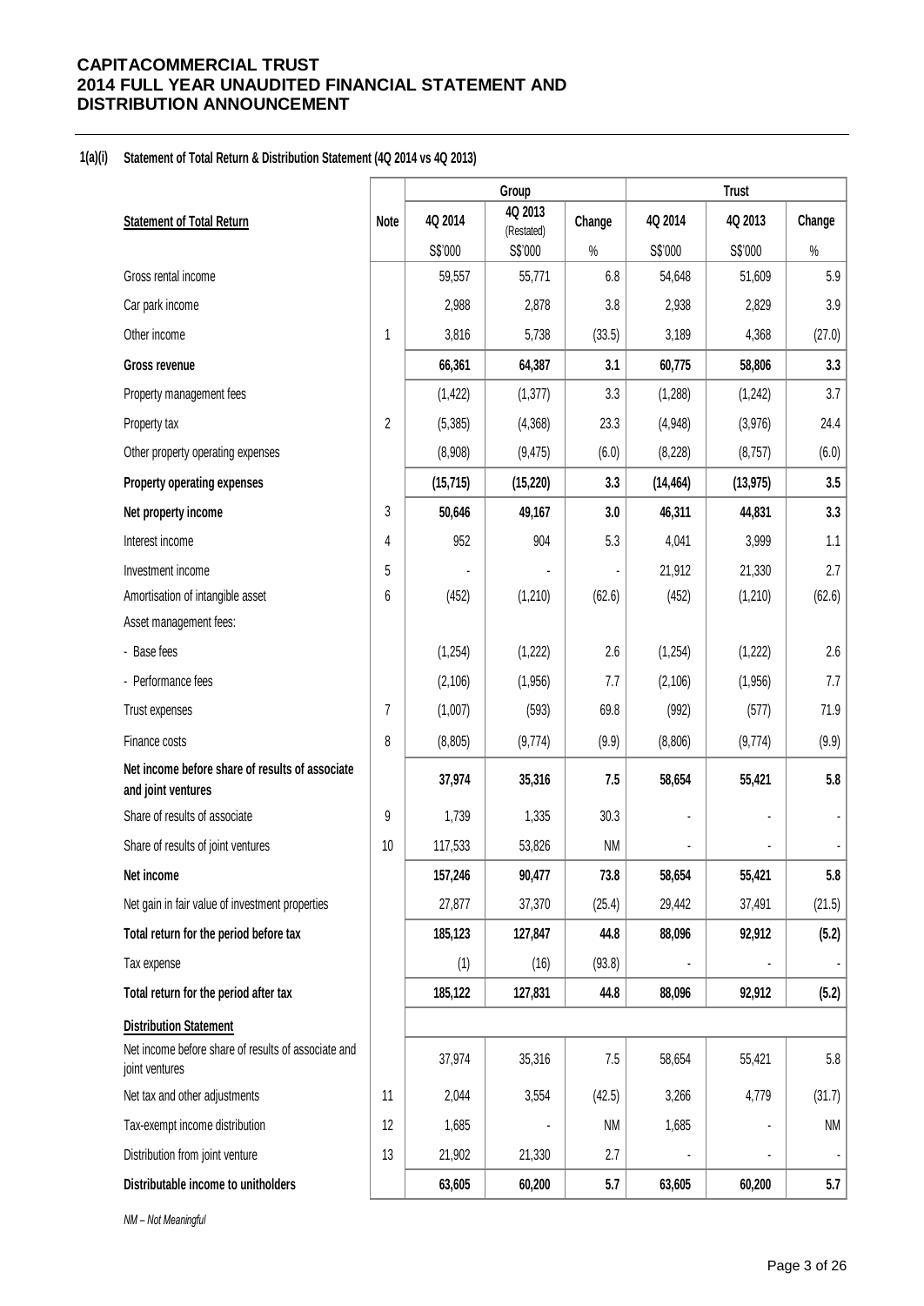**CAPITACOMMERCIAL TRUST**
**2014 FULL YEAR UNAUDITED FINANCIAL STATEMENT AND DISTRIBUTION ANNOUNCEMENT**

**1(a)(i) Statement of Total Return & Distribution Statement (4Q 2014 vs 4Q 2013)**

| | | Group | | | Trust | | |
|---|---|---|---|---|---|---|---|
| **Statement of Total Return** | **Note** | **4Q 2014** | **4Q 2013 (Restated)** | **Change** | **4Q 2014** | **4Q 2013** | **Change** |
| | | S$'000 | S$'000 | % | S$'000 | S$'000 | % |
| Gross rental income | | 59,557 | 55,771 | 6.8 | 54,648 | 51,609 | 5.9 |
| Car park income | | 2,988 | 2,878 | 3.8 | 2,938 | 2,829 | 3.9 |
| Other income | 1 | 3,816 | 5,738 | (33.5) | 3,189 | 4,368 | (27.0) |
| **Gross revenue** | | **66,361** | **64,387** | **3.1** | **60,775** | **58,806** | **3.3** |
| Property management fees | | (1,422) | (1,377) | 3.3 | (1,288) | (1,242) | 3.7 |
| Property tax | 2 | (5,385) | (4,368) | 23.3 | (4,948) | (3,976) | 24.4 |
| Other property operating expenses | | (8,908) | (9,475) | (6.0) | (8,228) | (8,757) | (6.0) |
| **Property operating expenses** | | **(15,715)** | **(15,220)** | **3.3** | **(14,464)** | **(13,975)** | **3.5** |
| **Net property income** | 3 | **50,646** | **49,167** | **3.0** | **46,311** | **44,831** | **3.3** |
| Interest income | 4 | 952 | 904 | 5.3 | 4,041 | 3,999 | 1.1 |
| Investment income | 5 | - | - | - | 21,912 | 21,330 | 2.7 |
| Amortisation of intangible asset | 6 | (452) | (1,210) | (62.6) | (452) | (1,210) | (62.6) |
| Asset management fees: | | | | | | | |
| - Base fees | | (1,254) | (1,222) | 2.6 | (1,254) | (1,222) | 2.6 |
| - Performance fees | | (2,106) | (1,956) | 7.7 | (2,106) | (1,956) | 7.7 |
| Trust expenses | 7 | (1,007) | (593) | 69.8 | (992) | (577) | 71.9 |
| Finance costs | 8 | (8,805) | (9,774) | (9.9) | (8,806) | (9,774) | (9.9) |
| **Net income before share of results of associate and joint ventures** | | **37,974** | **35,316** | **7.5** | **58,654** | **55,421** | **5.8** |
| Share of results of associate | 9 | 1,739 | 1,335 | 30.3 | - | - | - |
| Share of results of joint ventures | 10 | 117,533 | 53,826 | NM | - | - | - |
| **Net income** | | **157,246** | **90,477** | **73.8** | **58,654** | **55,421** | **5.8** |
| Net gain in fair value of investment properties | | 27,877 | 37,370 | (25.4) | 29,442 | 37,491 | (21.5) |
| **Total return for the period before tax** | | **185,123** | **127,847** | **44.8** | **88,096** | **92,912** | **(5.2)** |
| Tax expense | | (1) | (16) | (93.8) | - | - | - |
| **Total return for the period after tax** | | **185,122** | **127,831** | **44.8** | **88,096** | **92,912** | **(5.2)** |
| **Distribution Statement** | | | | | | | |
| Net income before share of results of associate and joint ventures | | 37,974 | 35,316 | 7.5 | 58,654 | 55,421 | 5.8 |
| Net tax and other adjustments | 11 | 2,044 | 3,554 | (42.5) | 3,266 | 4,779 | (31.7) |
| Tax-exempt income distribution | 12 | 1,685 | - | NM | 1,685 | - | NM |
| Distribution from joint venture | 13 | 21,902 | 21,330 | 2.7 | - | - | - |
| **Distributable income to unitholders** | | **63,605** | **60,200** | **5.7** | **63,605** | **60,200** | **5.7** |

*NM – Not Meaningful*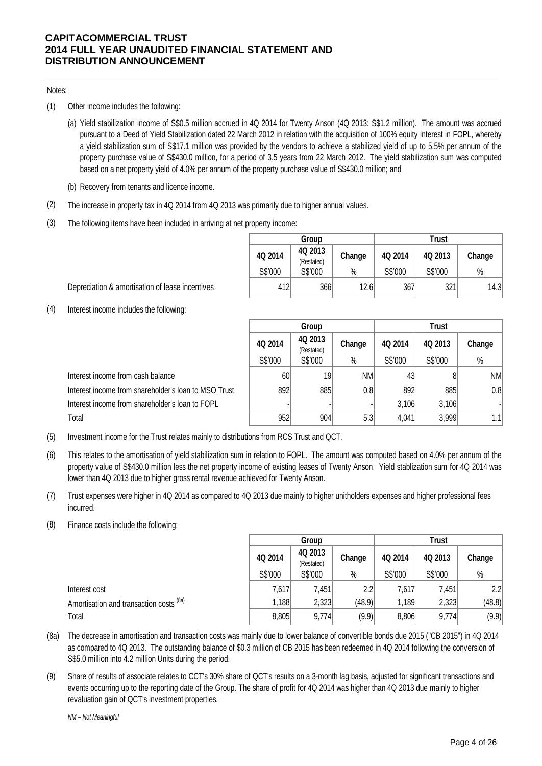Notes:

(1) Other income includes the following:

(a) Yield stabilization income of S$0.5 million accrued in 4Q 2014 for Twenty Anson (4Q 2013: S$1.2 million). The amount was accrued pursuant to a Deed of Yield Stabilization dated 22 March 2012 in relation with the acquisition of 100% equity interest in FOPL, whereby a yield stabilization sum of S$17.1 million was provided by the vendors to achieve a stabilized yield of up to 5.5% per annum of the property purchase value of S$430.0 million, for a period of 3.5 years from 22 March 2012. The yield stabilization sum was computed based on a net property yield of 4.0% per annum of the property purchase value of S$430.0 million; and

(b) Recovery from tenants and licence income.

(2) The increase in property tax in 4Q 2014 from 4Q 2013 was primarily due to higher annual values.

(3) The following items have been included in arriving at net property income:

| | Group | | | Trust | | |
|---|---|---|---|---|---|---|
| | 4Q 2014 | 4Q 2013 (Restated) | Change | 4Q 2014 | 4Q 2013 | Change |
| | S$'000 | S$'000 | % | S$'000 | S$'000 | % |
| Depreciation & amortisation of lease incentives | 412 | 366 | 12.6 | 367 | 321 | 14.3 |

(4) Interest income includes the following:

| | Group | | | Trust | | |
|---|---|---|---|---|---|---|
| | 4Q 2014 | 4Q 2013 (Restated) | Change | 4Q 2014 | 4Q 2013 | Change |
| | S$'000 | S$'000 | % | S$'000 | S$'000 | % |
| Interest income from cash balance | 60 | 19 | NM | 43 | 8 | NM |
| Interest income from shareholder's loan to MSO Trust | 892 | 885 | 0.8 | 892 | 885 | 0.8 |
| Interest income from shareholder's loan to FOPL | - | - | - | 3,106 | 3,106 | - |
| Total | 952 | 904 | 5.3 | 4,041 | 3,999 | 1.1 |

(5) Investment income for the Trust relates mainly to distributions from RCS Trust and QCT.

(6) This relates to the amortisation of yield stabilization sum in relation to FOPL. The amount was computed based on 4.0% per annum of the property value of S$430.0 million less the net property income of existing leases of Twenty Anson. Yield stablization sum for 4Q 2014 was lower than 4Q 2013 due to higher gross rental revenue achieved for Twenty Anson.

(7) Trust expenses were higher in 4Q 2014 as compared to 4Q 2013 due mainly to higher unitholders expenses and higher professional fees incurred.

(8) Finance costs include the following:

| | Group | | | Trust | | |
|---|---|---|---|---|---|---|
| | 4Q 2014 | 4Q 2013 (Restated) | Change | 4Q 2014 | 4Q 2013 | Change |
| | S$'000 | S$'000 | % | S$'000 | S$'000 | % |
| Interest cost | 7,617 | 7,451 | 2.2 | 7,617 | 7,451 | 2.2 |
| Amortisation and transaction costs [(8a)] | 1,188 | 2,323 | (48.9) | 1,189 | 2,323 | (48.8) |
| Total | 8,805 | 9,774 | (9.9) | 8,806 | 9,774 | (9.9) |

(8a) The decrease in amortisation and transaction costs was mainly due to lower balance of convertible bonds due 2015 ("CB 2015") in 4Q 2014 as compared to 4Q 2013. The outstanding balance of $0.3 million of CB 2015 has been redeemed in 4Q 2014 following the conversion of S$5.0 million into 4.2 million Units during the period.

(9) Share of results of associate relates to CCT's 30% share of QCT's results on a 3-month lag basis, adjusted for significant transactions and events occurring up to the reporting date of the Group. The share of profit for 4Q 2014 was higher than 4Q 2013 due mainly to higher revaluation gain of QCT's investment properties.

*NM – Not Meaningful*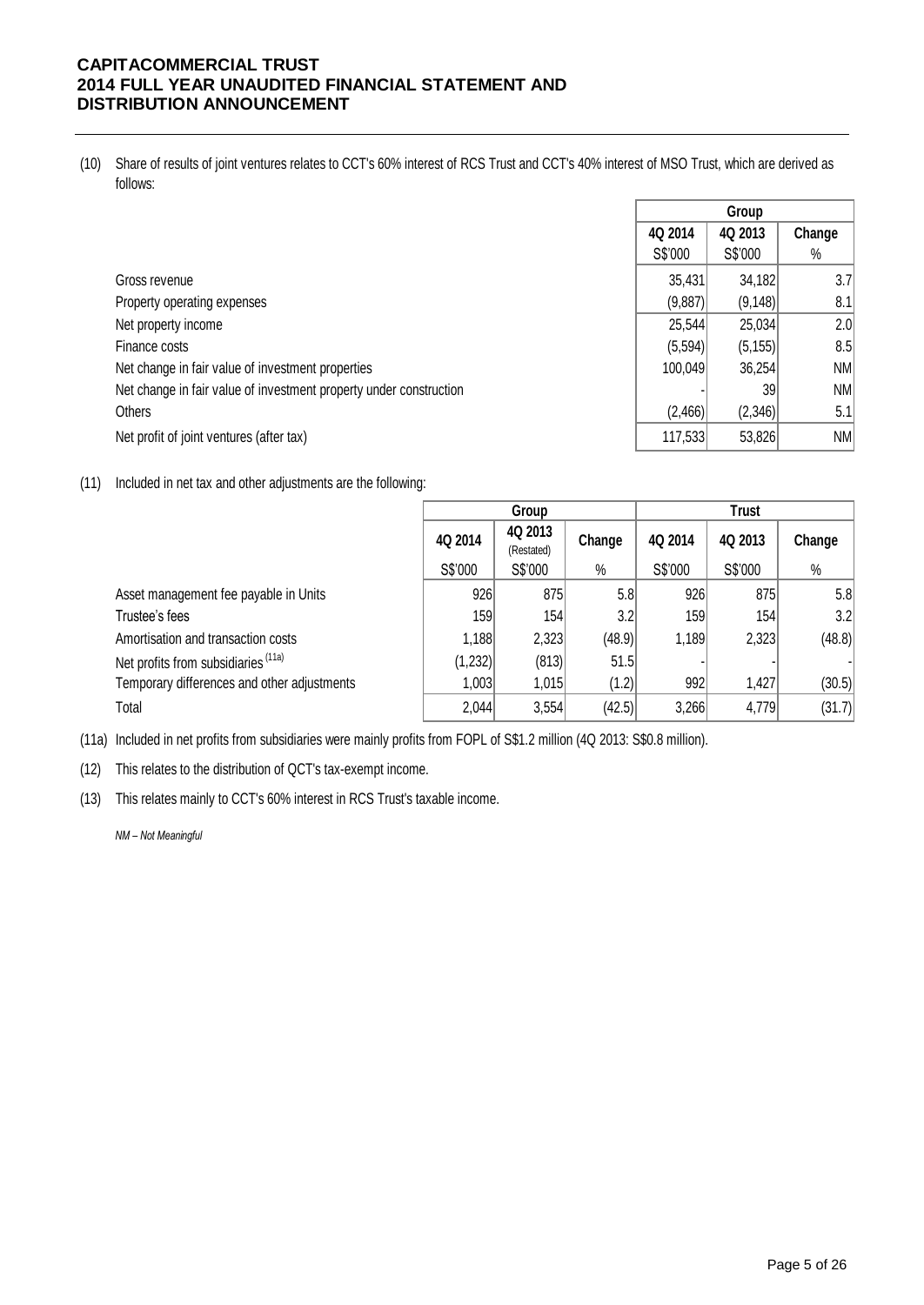(10) Share of results of joint ventures relates to CCT's 60% interest of RCS Trust and CCT's 40% interest of MSO Trust, which are derived as follows:

| | Group | | |
|---|---|---|---|
| | 4Q 2014 | 4Q 2013 | Change |
| | S$'000 | S$'000 | % |
| Gross revenue | 35,431 | 34,182 | 3.7 |
| Property operating expenses | (9,887) | (9,148) | 8.1 |
| Net property income | 25,544 | 25,034 | 2.0 |
| Finance costs | (5,594) | (5,155) | 8.5 |
| Net change in fair value of investment properties | 100,049 | 36,254 | NM |
| Net change in fair value of investment property under construction | - | 39 | NM |
| Others | (2,466) | (2,346) | 5.1 |
| Net profit of joint ventures (after tax) | 117,533 | 53,826 | NM |

(11) Included in net tax and other adjustments are the following:

| | Group | | | Trust | | |
|---|---|---|---|---|---|---|
| | 4Q 2014 | 4Q 2013 (Restated) | Change | 4Q 2014 | 4Q 2013 | Change |
| | S$'000 | S$'000 | % | S$'000 | S$'000 | % |
| Asset management fee payable in Units | 926 | 875 | 5.8 | 926 | 875 | 5.8 |
| Trustee's fees | 159 | 154 | 3.2 | 159 | 154 | 3.2 |
| Amortisation and transaction costs | 1,188 | 2,323 | (48.9) | 1,189 | 2,323 | (48.8) |
| Net profits from subsidiaries [(11a)] | (1,232) | (813) | 51.5 | - | - | - |
| Temporary differences and other adjustments | 1,003 | 1,015 | (1.2) | 992 | 1,427 | (30.5) |
| Total | 2,044 | 3,554 | (42.5) | 3,266 | 4,779 | (31.7) |

(11a) Included in net profits from subsidiaries were mainly profits from FOPL of S$1.2 million (4Q 2013: S$0.8 million).

(12) This relates to the distribution of QCT's tax-exempt income.

(13) This relates mainly to CCT's 60% interest in RCS Trust's taxable income.

*NM – Not Meaningful*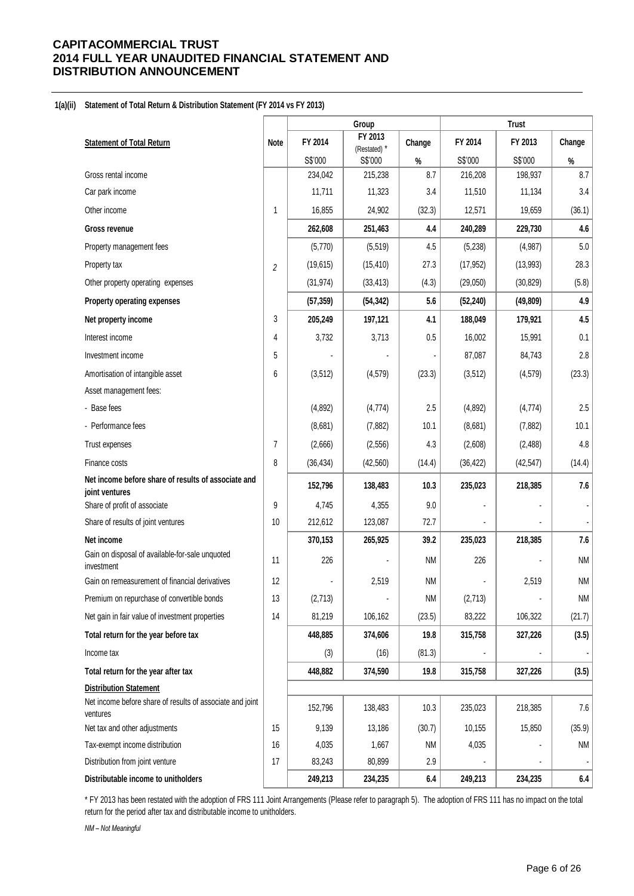**CAPITACOMMERCIAL TRUST**
**2014 FULL YEAR UNAUDITED FINANCIAL STATEMENT AND DISTRIBUTION ANNOUNCEMENT**

**1(a)(ii) Statement of Total Return & Distribution Statement (FY 2014 vs FY 2013)**

| | | Group | | | Trust | | |
|---|---|---|---|---|---|---|---|
| **Statement of Total Return** | **Note** | **FY 2014** | **FY 2013** (Restated) * | **Change** | **FY 2014** | **FY 2013** | **Change** |
| | | S$'000 | S$'000 | % | S$'000 | S$'000 | % |
| Gross rental income | | 234,042 | 215,238 | 8.7 | 216,208 | 198,937 | 8.7 |
| Car park income | | 11,711 | 11,323 | 3.4 | 11,510 | 11,134 | 3.4 |
| Other income | 1 | 16,855 | 24,902 | (32.3) | 12,571 | 19,659 | (36.1) |
| **Gross revenue** | | **262,608** | **251,463** | **4.4** | **240,289** | **229,730** | **4.6** |
| Property management fees | | (5,770) | (5,519) | 4.5 | (5,238) | (4,987) | 5.0 |
| Property tax | 2 | (19,615) | (15,410) | 27.3 | (17,952) | (13,993) | 28.3 |
| Other property operating expenses | | (31,974) | (33,413) | (4.3) | (29,050) | (30,829) | (5.8) |
| **Property operating expenses** | | **(57,359)** | **(54,342)** | **5.6** | **(52,240)** | **(49,809)** | **4.9** |
| **Net property income** | 3 | **205,249** | **197,121** | **4.1** | **188,049** | **179,921** | **4.5** |
| Interest income | 4 | 3,732 | 3,713 | 0.5 | 16,002 | 15,991 | 0.1 |
| Investment income | 5 | - | - | - | 87,087 | 84,743 | 2.8 |
| Amortisation of intangible asset | 6 | (3,512) | (4,579) | (23.3) | (3,512) | (4,579) | (23.3) |
| Asset management fees: | | | | | | | |
| - Base fees | | (4,892) | (4,774) | 2.5 | (4,892) | (4,774) | 2.5 |
| - Performance fees | | (8,681) | (7,882) | 10.1 | (8,681) | (7,882) | 10.1 |
| Trust expenses | 7 | (2,666) | (2,556) | 4.3 | (2,608) | (2,488) | 4.8 |
| Finance costs | 8 | (36,434) | (42,560) | (14.4) | (36,422) | (42,547) | (14.4) |
| **Net income before share of results of associate and joint ventures** | | **152,796** | **138,483** | **10.3** | **235,023** | **218,385** | **7.6** |
| Share of profit of associate | 9 | 4,745 | 4,355 | 9.0 | - | - | - |
| Share of results of joint ventures | 10 | 212,612 | 123,087 | 72.7 | - | - | - |
| **Net income** | | **370,153** | **265,925** | **39.2** | **235,023** | **218,385** | **7.6** |
| Gain on disposal of available-for-sale unquoted investment | 11 | 226 | - | NM | 226 | - | NM |
| Gain on remeasurement of financial derivatives | 12 | - | 2,519 | NM | - | 2,519 | NM |
| Premium on repurchase of convertible bonds | 13 | (2,713) | - | NM | (2,713) | - | NM |
| Net gain in fair value of investment properties | 14 | 81,219 | 106,162 | (23.5) | 83,222 | 106,322 | (21.7) |
| **Total return for the year before tax** | | **448,885** | **374,606** | **19.8** | **315,758** | **327,226** | **(3.5)** |
| Income tax | | (3) | (16) | (81.3) | - | - | - |
| **Total return for the year after tax** | | **448,882** | **374,590** | **19.8** | **315,758** | **327,226** | **(3.5)** |
| **Distribution Statement** | | | | | | | |
| Net income before share of results of associate and joint ventures | | 152,796 | 138,483 | 10.3 | 235,023 | 218,385 | 7.6 |
| Net tax and other adjustments | 15 | 9,139 | 13,186 | (30.7) | 10,155 | 15,850 | (35.9) |
| Tax-exempt income distribution | 16 | 4,035 | 1,667 | NM | 4,035 | - | NM |
| Distribution from joint venture | 17 | 83,243 | 80,899 | 2.9 | - | - | - |
| **Distributable income to unitholders** | | **249,213** | **234,235** | **6.4** | **249,213** | **234,235** | **6.4** |

* FY 2013 has been restated with the adoption of FRS 111 Joint Arrangements (Please refer to paragraph 5). The adoption of FRS 111 has no impact on the total return for the period after tax and distributable income to unitholders.

*NM – Not Meaningful*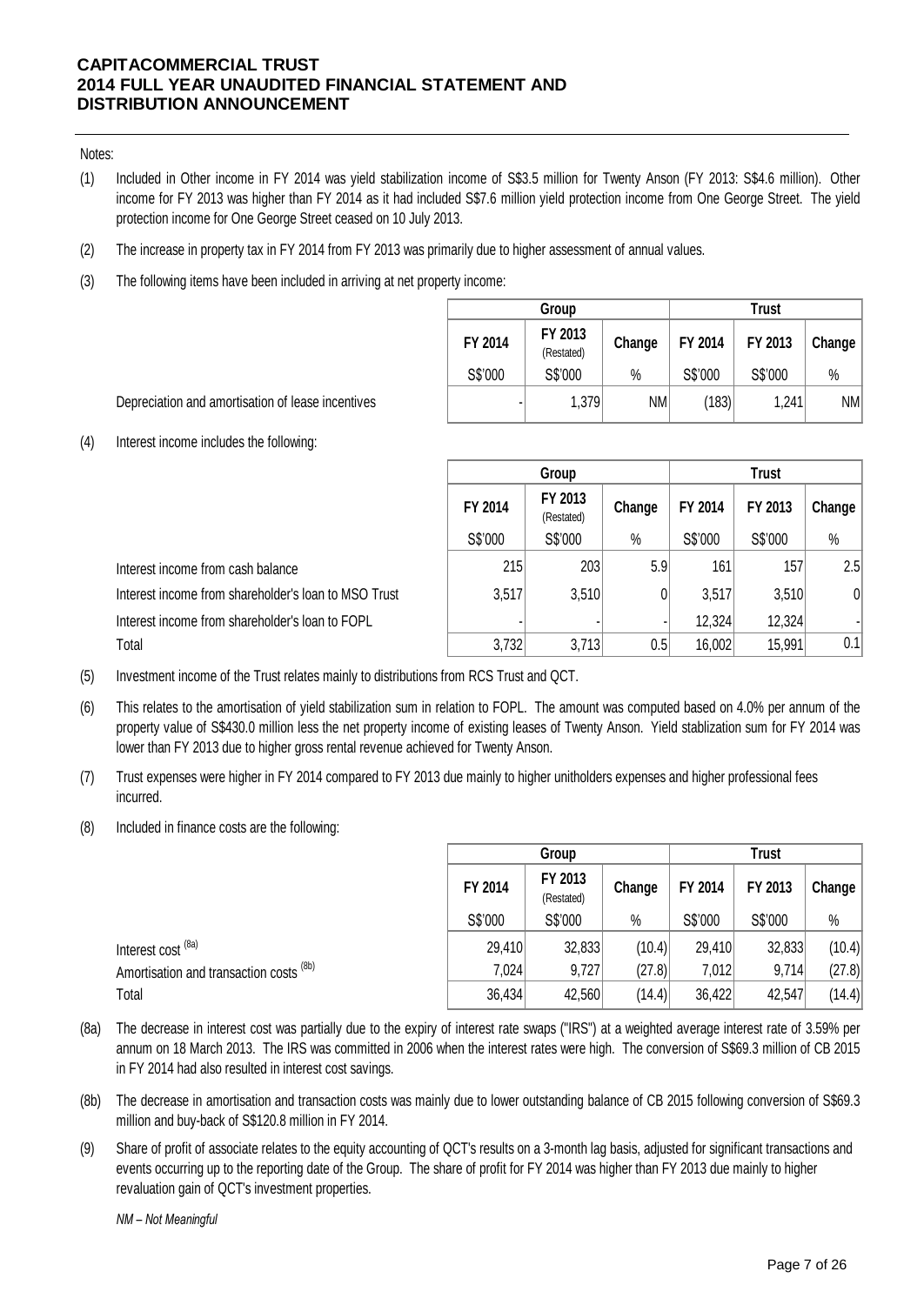Notes:

(1) Included in Other income in FY 2014 was yield stabilization income of S$3.5 million for Twenty Anson (FY 2013: S$4.6 million). Other income for FY 2013 was higher than FY 2014 as it had included S$7.6 million yield protection income from One George Street. The yield protection income for One George Street ceased on 10 July 2013.

(2) The increase in property tax in FY 2014 from FY 2013 was primarily due to higher assessment of annual values.

(3) The following items have been included in arriving at net property income:

| | Group | | | Trust | | |
|---|---|---|---|---|---|---|
| | FY 2014 | FY 2013 (Restated) | Change | FY 2014 | FY 2013 | Change |
| | S$'000 | S$'000 | % | S$'000 | S$'000 | % |
| Depreciation and amortisation of lease incentives | - | 1,379 | NM | (183) | 1,241 | NM |

(4) Interest income includes the following:

| | Group | | | Trust | | |
|---|---|---|---|---|---|---|
| | FY 2014 | FY 2013 (Restated) | Change | FY 2014 | FY 2013 | Change |
| | S$'000 | S$'000 | % | S$'000 | S$'000 | % |
| Interest income from cash balance | 215 | 203 | 5.9 | 161 | 157 | 2.5 |
| Interest income from shareholder's loan to MSO Trust | 3,517 | 3,510 | 0 | 3,517 | 3,510 | 0 |
| Interest income from shareholder's loan to FOPL | - | - | - | 12,324 | 12,324 | - |
| Total | 3,732 | 3,713 | 0.5 | 16,002 | 15,991 | 0.1 |

(5) Investment income of the Trust relates mainly to distributions from RCS Trust and QCT.

(6) This relates to the amortisation of yield stabilization sum in relation to FOPL. The amount was computed based on 4.0% per annum of the property value of S$430.0 million less the net property income of existing leases of Twenty Anson. Yield stablization sum for FY 2014 was lower than FY 2013 due to higher gross rental revenue achieved for Twenty Anson.

(7) Trust expenses were higher in FY 2014 compared to FY 2013 due mainly to higher unitholders expenses and higher professional fees incurred.

(8) Included in finance costs are the following:

| | Group | | | Trust | | |
|---|---|---|---|---|---|---|
| | FY 2014 | FY 2013 (Restated) | Change | FY 2014 | FY 2013 | Change |
| | S$'000 | S$'000 | % | S$'000 | S$'000 | % |
| Interest cost [(8a)] | 29,410 | 32,833 | (10.4) | 29,410 | 32,833 | (10.4) |
| Amortisation and transaction costs [(8b)] | 7,024 | 9,727 | (27.8) | 7,012 | 9,714 | (27.8) |
| Total | 36,434 | 42,560 | (14.4) | 36,422 | 42,547 | (14.4) |

(8a) The decrease in interest cost was partially due to the expiry of interest rate swaps ("IRS") at a weighted average interest rate of 3.59% per annum on 18 March 2013. The IRS was committed in 2006 when the interest rates were high. The conversion of S$69.3 million of CB 2015 in FY 2014 had also resulted in interest cost savings.

(8b) The decrease in amortisation and transaction costs was mainly due to lower outstanding balance of CB 2015 following conversion of S$69.3 million and buy-back of S$120.8 million in FY 2014.

(9) Share of profit of associate relates to the equity accounting of QCT's results on a 3-month lag basis, adjusted for significant transactions and events occurring up to the reporting date of the Group. The share of profit for FY 2014 was higher than FY 2013 due mainly to higher revaluation gain of QCT's investment properties.

*NM – Not Meaningful*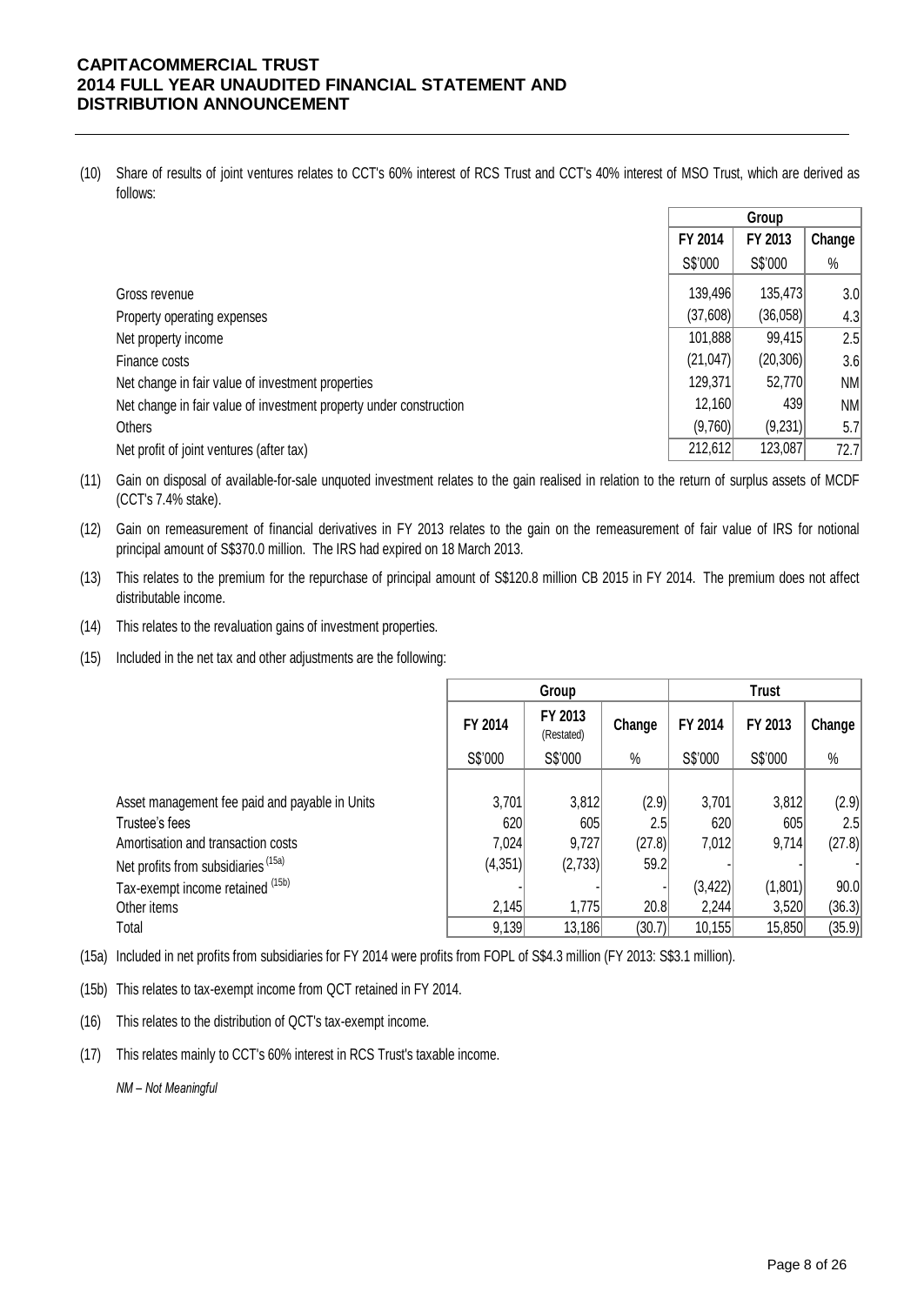(10) Share of results of joint ventures relates to CCT's 60% interest of RCS Trust and CCT's 40% interest of MSO Trust, which are derived as follows:

| | Group | | |
|---|---|---|---|
| | FY 2014 | FY 2013 | Change |
| | S$'000 | S$'000 | % |
| Gross revenue | 139,496 | 135,473 | 3.0 |
| Property operating expenses | (37,608) | (36,058) | 4.3 |
| Net property income | 101,888 | 99,415 | 2.5 |
| Finance costs | (21,047) | (20,306) | 3.6 |
| Net change in fair value of investment properties | 129,371 | 52,770 | NM |
| Net change in fair value of investment property under construction | 12,160 | 439 | NM |
| Others | (9,760) | (9,231) | 5.7 |
| Net profit of joint ventures (after tax) | 212,612 | 123,087 | 72.7 |

(11) Gain on disposal of available-for-sale unquoted investment relates to the gain realised in relation to the return of surplus assets of MCDF (CCT's 7.4% stake).

(12) Gain on remeasurement of financial derivatives in FY 2013 relates to the gain on the remeasurement of fair value of IRS for notional principal amount of S$370.0 million. The IRS had expired on 18 March 2013.

(13) This relates to the premium for the repurchase of principal amount of S$120.8 million CB 2015 in FY 2014. The premium does not affect distributable income.

(14) This relates to the revaluation gains of investment properties.

(15) Included in the net tax and other adjustments are the following:

| | Group | | | Trust | | |
|---|---|---|---|---|---|---|
| | FY 2014 | FY 2013 (Restated) | Change | FY 2014 | FY 2013 | Change |
| | S$'000 | S$'000 | % | S$'000 | S$'000 | % |
| Asset management fee paid and payable in Units | 3,701 | 3,812 | (2.9) | 3,701 | 3,812 | (2.9) |
| Trustee's fees | 620 | 605 | 2.5 | 620 | 605 | 2.5 |
| Amortisation and transaction costs | 7,024 | 9,727 | (27.8) | 7,012 | 9,714 | (27.8) |
| Net profits from subsidiaries [15a] | (4,351) | (2,733) | 59.2 | - | - | - |
| Tax-exempt income retained [15b] | - | - | - | (3,422) | (1,801) | 90.0 |
| Other items | 2,145 | 1,775 | 20.8 | 2,244 | 3,520 | (36.3) |
| Total | 9,139 | 13,186 | (30.7) | 10,155 | 15,850 | (35.9) |

(15a) Included in net profits from subsidiaries for FY 2014 were profits from FOPL of S$4.3 million (FY 2013: S$3.1 million).

(15b) This relates to tax-exempt income from QCT retained in FY 2014.

(16) This relates to the distribution of QCT's tax-exempt income.

(17) This relates mainly to CCT's 60% interest in RCS Trust's taxable income.

*NM – Not Meaningful*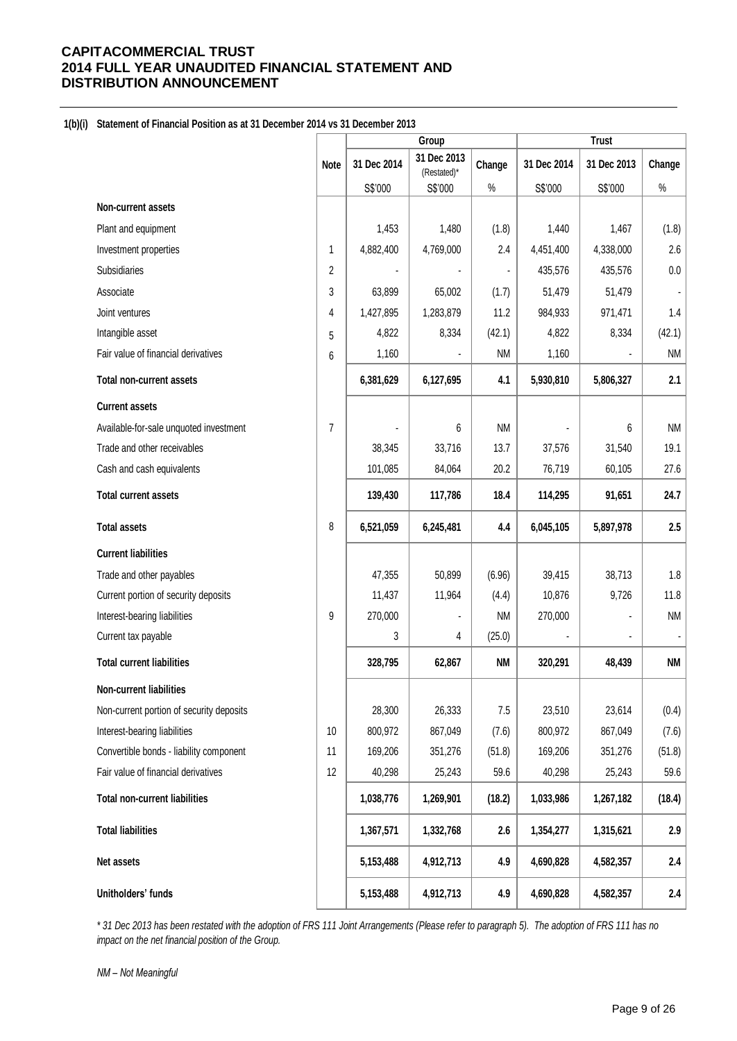# CAPITACOMMERCIAL TRUST
# 2014 FULL YEAR UNAUDITED FINANCIAL STATEMENT AND DISTRIBUTION ANNOUNCEMENT

**1(b)(i) Statement of Financial Position as at 31 December 2014 vs 31 December 2013**

| | Note | Group | | | Trust | | |
|---|---|---|---|---|---|---|---|
| | | 31 Dec 2014 | 31 Dec 2013 (Restated)* | Change | 31 Dec 2014 | 31 Dec 2013 | Change |
| | | S$'000 | S$'000 | % | S$'000 | S$'000 | % |
| **Non-current assets** | | | | | | | |
| Plant and equipment | | 1,453 | 1,480 | (1.8) | 1,440 | 1,467 | (1.8) |
| Investment properties | 1 | 4,882,400 | 4,769,000 | 2.4 | 4,451,400 | 4,338,000 | 2.6 |
| Subsidiaries | 2 | - | - | - | 435,576 | 435,576 | 0.0 |
| Associate | 3 | 63,899 | 65,002 | (1.7) | 51,479 | 51,479 | - |
| Joint ventures | 4 | 1,427,895 | 1,283,879 | 11.2 | 984,933 | 971,471 | 1.4 |
| Intangible asset | 5 | 4,822 | 8,334 | (42.1) | 4,822 | 8,334 | (42.1) |
| Fair value of financial derivatives | 6 | 1,160 | - | NM | 1,160 | - | NM |
| **Total non-current assets** | | **6,381,629** | **6,127,695** | **4.1** | **5,930,810** | **5,806,327** | **2.1** |
| **Current assets** | | | | | | | |
| Available-for-sale unquoted investment | 7 | - | 6 | NM | - | 6 | NM |
| Trade and other receivables | | 38,345 | 33,716 | 13.7 | 37,576 | 31,540 | 19.1 |
| Cash and cash equivalents | | 101,085 | 84,064 | 20.2 | 76,719 | 60,105 | 27.6 |
| **Total current assets** | | **139,430** | **117,786** | **18.4** | **114,295** | **91,651** | **24.7** |
| **Total assets** | 8 | **6,521,059** | **6,245,481** | **4.4** | **6,045,105** | **5,897,978** | **2.5** |
| **Current liabilities** | | | | | | | |
| Trade and other payables | | 47,355 | 50,899 | (6.96) | 39,415 | 38,713 | 1.8 |
| Current portion of security deposits | | 11,437 | 11,964 | (4.4) | 10,876 | 9,726 | 11.8 |
| Interest-bearing liabilities | 9 | 270,000 | - | NM | 270,000 | - | NM |
| Current tax payable | | 3 | 4 | (25.0) | - | - | - |
| **Total current liabilities** | | **328,795** | **62,867** | **NM** | **320,291** | **48,439** | **NM** |
| **Non-current liabilities** | | | | | | | |
| Non-current portion of security deposits | | 28,300 | 26,333 | 7.5 | 23,510 | 23,614 | (0.4) |
| Interest-bearing liabilities | 10 | 800,972 | 867,049 | (7.6) | 800,972 | 867,049 | (7.6) |
| Convertible bonds - liability component | 11 | 169,206 | 351,276 | (51.8) | 169,206 | 351,276 | (51.8) |
| Fair value of financial derivatives | 12 | 40,298 | 25,243 | 59.6 | 40,298 | 25,243 | 59.6 |
| **Total non-current liabilities** | | **1,038,776** | **1,269,901** | **(18.2)** | **1,033,986** | **1,267,182** | **(18.4)** |
| **Total liabilities** | | **1,367,571** | **1,332,768** | **2.6** | **1,354,277** | **1,315,621** | **2.9** |
| **Net assets** | | **5,153,488** | **4,912,713** | **4.9** | **4,690,828** | **4,582,357** | **2.4** |
| **Unitholders' funds** | | **5,153,488** | **4,912,713** | **4.9** | **4,690,828** | **4,582,357** | **2.4** |

*\* 31 Dec 2013 has been restated with the adoption of FRS 111 Joint Arrangements (Please refer to paragraph 5). The adoption of FRS 111 has no impact on the net financial position of the Group.*

*NM – Not Meaningful*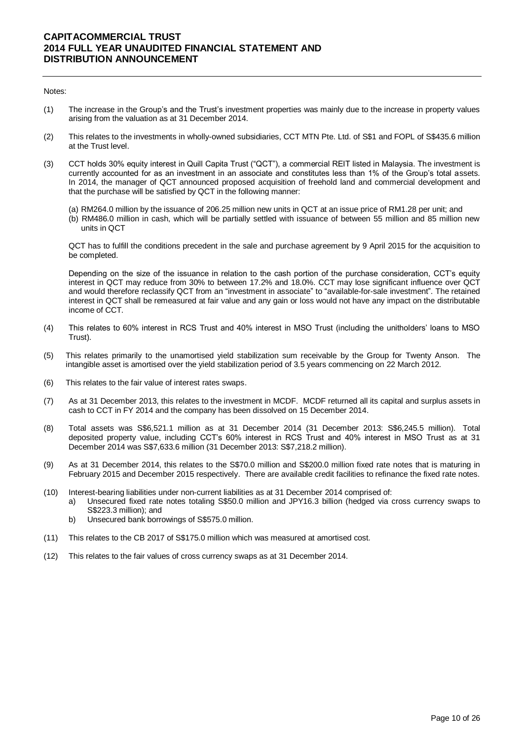Notes:

(1) The increase in the Group's and the Trust's investment properties was mainly due to the increase in property values arising from the valuation as at 31 December 2014.

(2) This relates to the investments in wholly-owned subsidiaries, CCT MTN Pte. Ltd. of S$1 and FOPL of S$435.6 million at the Trust level.

(3) CCT holds 30% equity interest in Quill Capita Trust ("QCT"), a commercial REIT listed in Malaysia. The investment is currently accounted for as an investment in an associate and constitutes less than 1% of the Group's total assets. In 2014, the manager of QCT announced proposed acquisition of freehold land and commercial development and that the purchase will be satisfied by QCT in the following manner:

   (a) RM264.0 million by the issuance of 206.25 million new units in QCT at an issue price of RM1.28 per unit; and
   (b) RM486.0 million in cash, which will be partially settled with issuance of between 55 million and 85 million new units in QCT

   QCT has to fulfill the conditions precedent in the sale and purchase agreement by 9 April 2015 for the acquisition to be completed.

   Depending on the size of the issuance in relation to the cash portion of the purchase consideration, CCT's equity interest in QCT may reduce from 30% to between 17.2% and 18.0%. CCT may lose significant influence over QCT and would therefore reclassify QCT from an "investment in associate" to "available-for-sale investment". The retained interest in QCT shall be remeasured at fair value and any gain or loss would not have any impact on the distributable income of CCT.

(4) This relates to 60% interest in RCS Trust and 40% interest in MSO Trust (including the unitholders' loans to MSO Trust).

(5) This relates primarily to the unamortised yield stabilization sum receivable by the Group for Twenty Anson. The intangible asset is amortised over the yield stabilization period of 3.5 years commencing on 22 March 2012.

(6) This relates to the fair value of interest rates swaps.

(7) As at 31 December 2013, this relates to the investment in MCDF. MCDF returned all its capital and surplus assets in cash to CCT in FY 2014 and the company has been dissolved on 15 December 2014.

(8) Total assets was S$6,521.1 million as at 31 December 2014 (31 December 2013: S$6,245.5 million). Total deposited property value, including CCT's 60% interest in RCS Trust and 40% interest in MSO Trust as at 31 December 2014 was S$7,633.6 million (31 December 2013: S$7,218.2 million).

(9) As at 31 December 2014, this relates to the S$70.0 million and S$200.0 million fixed rate notes that is maturing in February 2015 and December 2015 respectively. There are available credit facilities to refinance the fixed rate notes.

(10) Interest-bearing liabilities under non-current liabilities as at 31 December 2014 comprised of:
   a) Unsecured fixed rate notes totaling S$50.0 million and JPY16.3 billion (hedged via cross currency swaps to S$223.3 million); and
   b) Unsecured bank borrowings of S$575.0 million.

(11) This relates to the CB 2017 of S$175.0 million which was measured at amortised cost.

(12) This relates to the fair values of cross currency swaps as at 31 December 2014.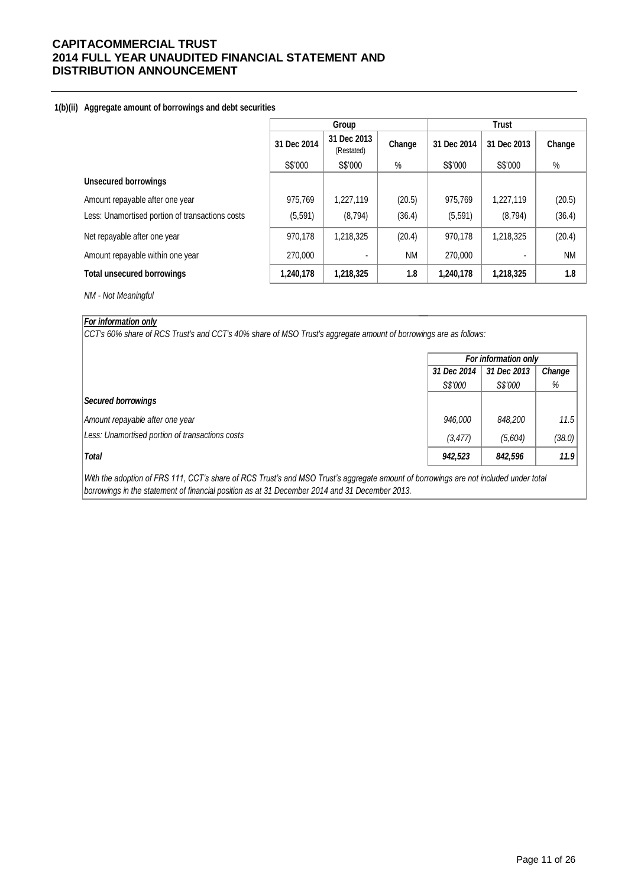**1(b)(ii) Aggregate amount of borrowings and debt securities**

| | Group | | | Trust | | |
|---|---|---|---|---|---|---|
| | 31 Dec 2014 | 31 Dec 2013 (Restated) | Change | 31 Dec 2014 | 31 Dec 2013 | Change |
| | S$'000 | S$'000 | % | S$'000 | S$'000 | % |
| **Unsecured borrowings** | | | | | | |
| Amount repayable after one year | 975,769 | 1,227,119 | (20.5) | 975,769 | 1,227,119 | (20.5) |
| Less: Unamortised portion of transactions costs | (5,591) | (8,794) | (36.4) | (5,591) | (8,794) | (36.4) |
| Net repayable after one year | 970,178 | 1,218,325 | (20.4) | 970,178 | 1,218,325 | (20.4) |
| Amount repayable within one year | 270,000 | - | NM | 270,000 | - | NM |
| **Total unsecured borrowings** | **1,240,178** | **1,218,325** | **1.8** | **1,240,178** | **1,218,325** | **1.8** |

*NM - Not Meaningful*

***For information only***

*CCT's 60% share of RCS Trust's and CCT's 40% share of MSO Trust's aggregate amount of borrowings are as follows:*

| | *For information only* | | |
|---|---|---|---|
| | *31 Dec 2014* | *31 Dec 2013* | *Change* |
| | *S$'000* | *S$'000* | *%* |
| ***Secured borrowings*** | | | |
| *Amount repayable after one year* | *946,000* | *848,200* | *11.5* |
| *Less: Unamortised portion of transactions costs* | *(3,477)* | *(5,604)* | *(38.0)* |
| ***Total*** | ***942,523*** | ***842,596*** | ***11.9*** |

*With the adoption of FRS 111, CCT's share of RCS Trust's and MSO Trust's aggregate amount of borrowings are not included under total borrowings in the statement of financial position as at 31 December 2014 and 31 December 2013.*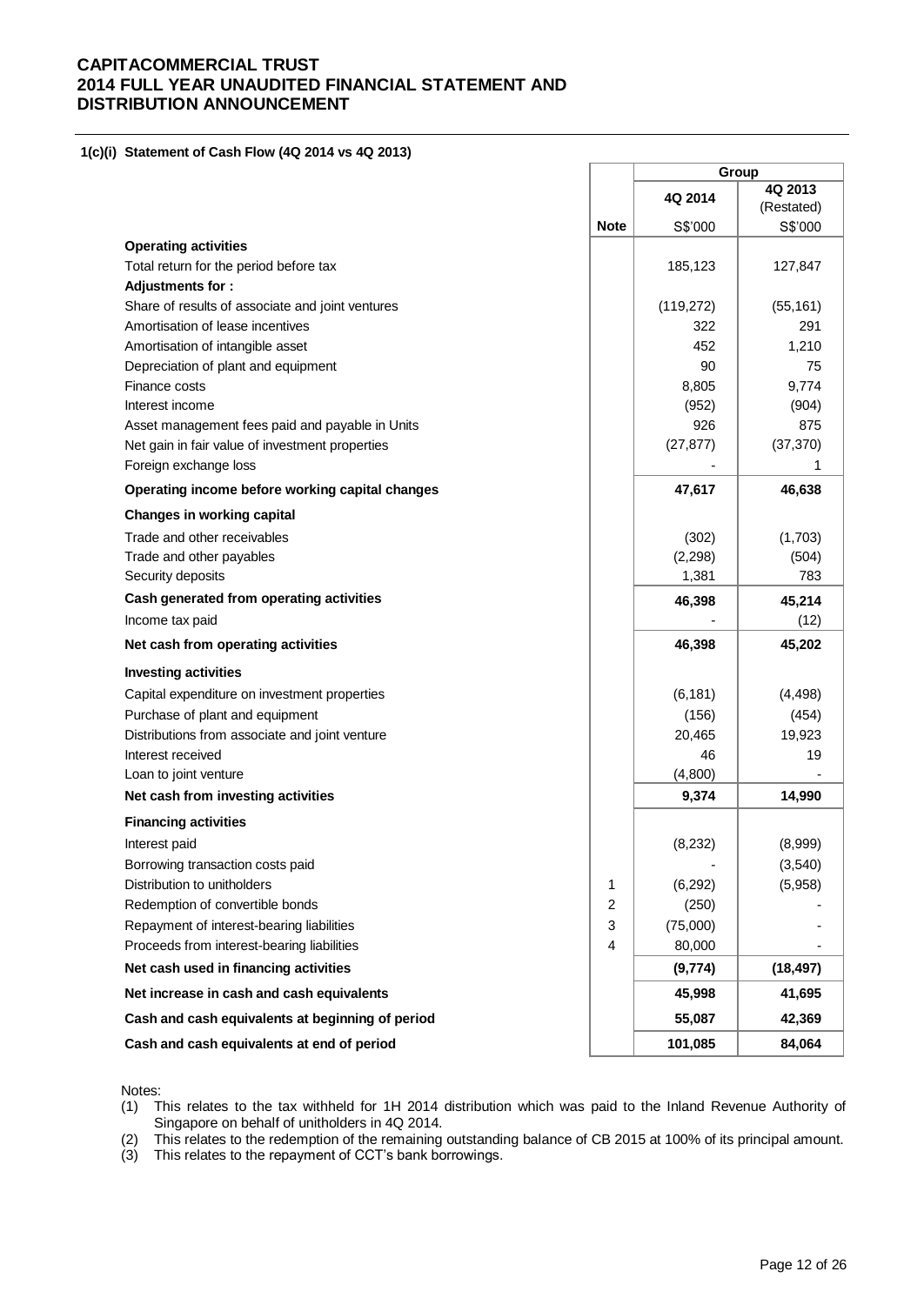# CAPITACOMMERCIAL TRUST
# 2014 FULL YEAR UNAUDITED FINANCIAL STATEMENT AND DISTRIBUTION ANNOUNCEMENT

### 1(c)(i) Statement of Cash Flow (4Q 2014 vs 4Q 2013)

| | | Group | |
|---|---|---|---|
| | | 4Q 2014 | 4Q 2013 (Restated) |
| | Note | S$'000 | S$'000 |
| **Operating activities** | | | |
| Total return for the period before tax | | 185,123 | 127,847 |
| **Adjustments for :** | | | |
| Share of results of associate and joint ventures | | (119,272) | (55,161) |
| Amortisation of lease incentives | | 322 | 291 |
| Amortisation of intangible asset | | 452 | 1,210 |
| Depreciation of plant and equipment | | 90 | 75 |
| Finance costs | | 8,805 | 9,774 |
| Interest income | | (952) | (904) |
| Asset management fees paid and payable in Units | | 926 | 875 |
| Net gain in fair value of investment properties | | (27,877) | (37,370) |
| Foreign exchange loss | | - | 1 |
| **Operating income before working capital changes** | | **47,617** | **46,638** |
| **Changes in working capital** | | | |
| Trade and other receivables | | (302) | (1,703) |
| Trade and other payables | | (2,298) | (504) |
| Security deposits | | 1,381 | 783 |
| **Cash generated from operating activities** | | **46,398** | **45,214** |
| Income tax paid | | - | (12) |
| **Net cash from operating activities** | | **46,398** | **45,202** |
| **Investing activities** | | | |
| Capital expenditure on investment properties | | (6,181) | (4,498) |
| Purchase of plant and equipment | | (156) | (454) |
| Distributions from associate and joint venture | | 20,465 | 19,923 |
| Interest received | | 46 | 19 |
| Loan to joint venture | | (4,800) | - |
| **Net cash from investing activities** | | **9,374** | **14,990** |
| **Financing activities** | | | |
| Interest paid | | (8,232) | (8,999) |
| Borrowing transaction costs paid | | - | (3,540) |
| Distribution to unitholders | 1 | (6,292) | (5,958) |
| Redemption of convertible bonds | 2 | (250) | - |
| Repayment of interest-bearing liabilities | 3 | (75,000) | - |
| Proceeds from interest-bearing liabilities | 4 | 80,000 | - |
| **Net cash used in financing activities** | | **(9,774)** | **(18,497)** |
| **Net increase in cash and cash equivalents** | | **45,998** | **41,695** |
| **Cash and cash equivalents at beginning of period** | | **55,087** | **42,369** |
| **Cash and cash equivalents at end of period** | | **101,085** | **84,064** |

Notes:
(1) This relates to the tax withheld for 1H 2014 distribution which was paid to the Inland Revenue Authority of Singapore on behalf of unitholders in 4Q 2014.
(2) This relates to the redemption of the remaining outstanding balance of CB 2015 at 100% of its principal amount.
(3) This relates to the repayment of CCT's bank borrowings.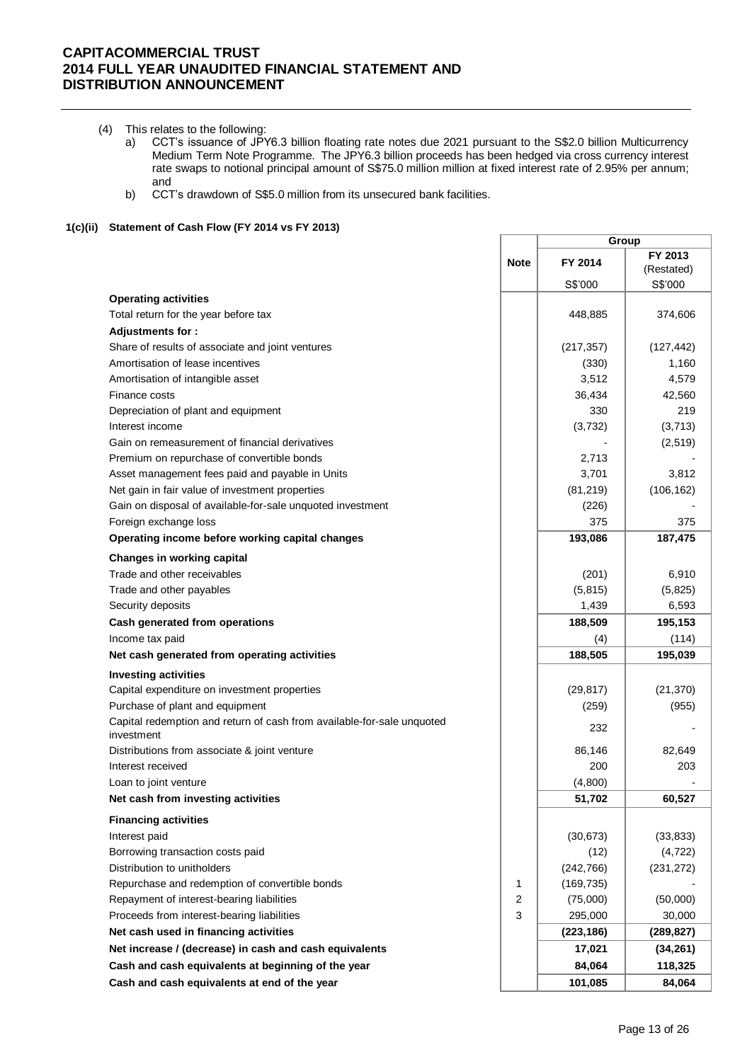(4) This relates to the following:
   a) CCT's issuance of JPY6.3 billion floating rate notes due 2021 pursuant to the S$2.0 billion Multicurrency Medium Term Note Programme. The JPY6.3 billion proceeds has been hedged via cross currency interest rate swaps to notional principal amount of S$75.0 million million at fixed interest rate of 2.95% per annum; and
   b) CCT's drawdown of S$5.0 million from its unsecured bank facilities.

### 1(c)(ii) Statement of Cash Flow (FY 2014 vs FY 2013)

| | Note | Group | |
|---|---|---|---|
| | | FY 2014 | FY 2013 (Restated) |
| | | S$'000 | S$'000 |
| **Operating activities** | | | |
| Total return for the year before tax | | 448,885 | 374,606 |
| **Adjustments for :** | | | |
| Share of results of associate and joint ventures | | (217,357) | (127,442) |
| Amortisation of lease incentives | | (330) | 1,160 |
| Amortisation of intangible asset | | 3,512 | 4,579 |
| Finance costs | | 36,434 | 42,560 |
| Depreciation of plant and equipment | | 330 | 219 |
| Interest income | | (3,732) | (3,713) |
| Gain on remeasurement of financial derivatives | | - | (2,519) |
| Premium on repurchase of convertible bonds | | 2,713 | - |
| Asset management fees paid and payable in Units | | 3,701 | 3,812 |
| Net gain in fair value of investment properties | | (81,219) | (106,162) |
| Gain on disposal of available-for-sale unquoted investment | | (226) | - |
| Foreign exchange loss | | 375 | 375 |
| **Operating income before working capital changes** | | **193,086** | **187,475** |
| **Changes in working capital** | | | |
| Trade and other receivables | | (201) | 6,910 |
| Trade and other payables | | (5,815) | (5,825) |
| Security deposits | | 1,439 | 6,593 |
| **Cash generated from operations** | | **188,509** | **195,153** |
| Income tax paid | | (4) | (114) |
| **Net cash generated from operating activities** | | **188,505** | **195,039** |
| **Investing activities** | | | |
| Capital expenditure on investment properties | | (29,817) | (21,370) |
| Purchase of plant and equipment | | (259) | (955) |
| Capital redemption and return of cash from available-for-sale unquoted investment | | 232 | - |
| Distributions from associate & joint venture | | 86,146 | 82,649 |
| Interest received | | 200 | 203 |
| Loan to joint venture | | (4,800) | - |
| **Net cash from investing activities** | | **51,702** | **60,527** |
| **Financing activities** | | | |
| Interest paid | | (30,673) | (33,833) |
| Borrowing transaction costs paid | | (12) | (4,722) |
| Distribution to unitholders | | (242,766) | (231,272) |
| Repurchase and redemption of convertible bonds | 1 | (169,735) | - |
| Repayment of interest-bearing liabilities | 2 | (75,000) | (50,000) |
| Proceeds from interest-bearing liabilities | 3 | 295,000 | 30,000 |
| **Net cash used in financing activities** | | **(223,186)** | **(289,827)** |
| **Net increase / (decrease) in cash and cash equivalents** | | **17,021** | **(34,261)** |
| **Cash and cash equivalents at beginning of the year** | | **84,064** | **118,325** |
| **Cash and cash equivalents at end of the year** | | **101,085** | **84,064** |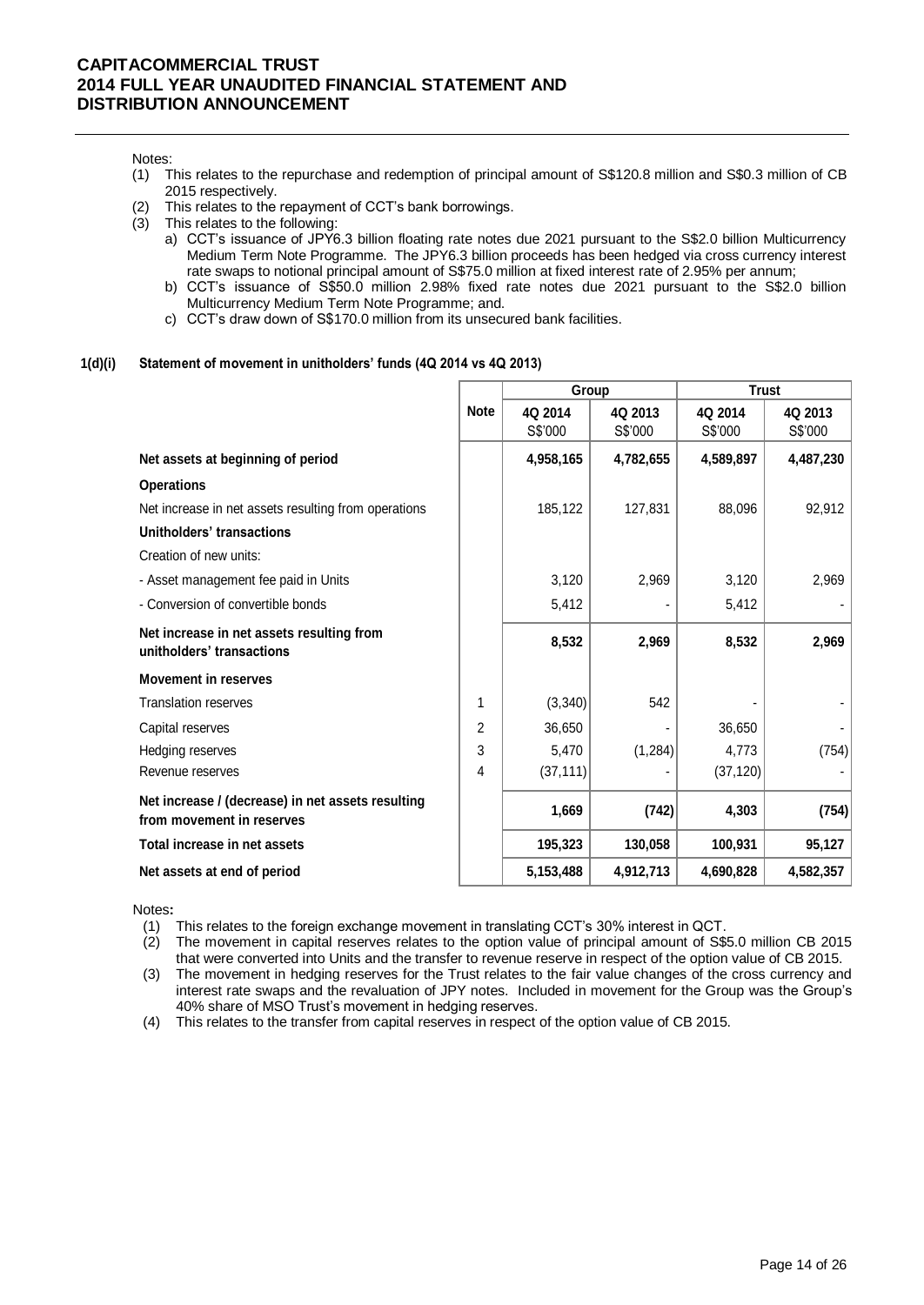Notes:

(1) This relates to the repurchase and redemption of principal amount of S$120.8 million and S$0.3 million of CB 2015 respectively.
(2) This relates to the repayment of CCT's bank borrowings.
(3) This relates to the following:
   a) CCT's issuance of JPY6.3 billion floating rate notes due 2021 pursuant to the S$2.0 billion Multicurrency Medium Term Note Programme. The JPY6.3 billion proceeds has been hedged via cross currency interest rate swaps to notional principal amount of S$75.0 million at fixed interest rate of 2.95% per annum;
   b) CCT's issuance of S$50.0 million 2.98% fixed rate notes due 2021 pursuant to the S$2.0 billion Multicurrency Medium Term Note Programme; and.
   c) CCT's draw down of S$170.0 million from its unsecured bank facilities.

**1(d)(i) Statement of movement in unitholders' funds (4Q 2014 vs 4Q 2013)**

| | Note | Group | | Trust | |
|---|---|---|---|---|---|
| | | 4Q 2014 S$'000 | 4Q 2013 S$'000 | 4Q 2014 S$'000 | 4Q 2013 S$'000 |
| **Net assets at beginning of period** | | **4,958,165** | **4,782,655** | **4,589,897** | **4,487,230** |
| **Operations** | | | | | |
| Net increase in net assets resulting from operations | | 185,122 | 127,831 | 88,096 | 92,912 |
| **Unitholders' transactions** | | | | | |
| Creation of new units: | | | | | |
| - Asset management fee paid in Units | | 3,120 | 2,969 | 3,120 | 2,969 |
| - Conversion of convertible bonds | | 5,412 | - | 5,412 | - |
| **Net increase in net assets resulting from unitholders' transactions** | | **8,532** | **2,969** | **8,532** | **2,969** |
| **Movement in reserves** | | | | | |
| Translation reserves | 1 | (3,340) | 542 | - | - |
| Capital reserves | 2 | 36,650 | - | 36,650 | - |
| Hedging reserves | 3 | 5,470 | (1,284) | 4,773 | (754) |
| Revenue reserves | 4 | (37,111) | - | (37,120) | - |
| **Net increase / (decrease) in net assets resulting from movement in reserves** | | **1,669** | **(742)** | **4,303** | **(754)** |
| **Total increase in net assets** | | **195,323** | **130,058** | **100,931** | **95,127** |
| **Net assets at end of period** | | **5,153,488** | **4,912,713** | **4,690,828** | **4,582,357** |

Notes**:**

(1) This relates to the foreign exchange movement in translating CCT's 30% interest in QCT.
(2) The movement in capital reserves relates to the option value of principal amount of S$5.0 million CB 2015 that were converted into Units and the transfer to revenue reserve in respect of the option value of CB 2015.
(3) The movement in hedging reserves for the Trust relates to the fair value changes of the cross currency and interest rate swaps and the revaluation of JPY notes. Included in movement for the Group was the Group's 40% share of MSO Trust's movement in hedging reserves.
(4) This relates to the transfer from capital reserves in respect of the option value of CB 2015.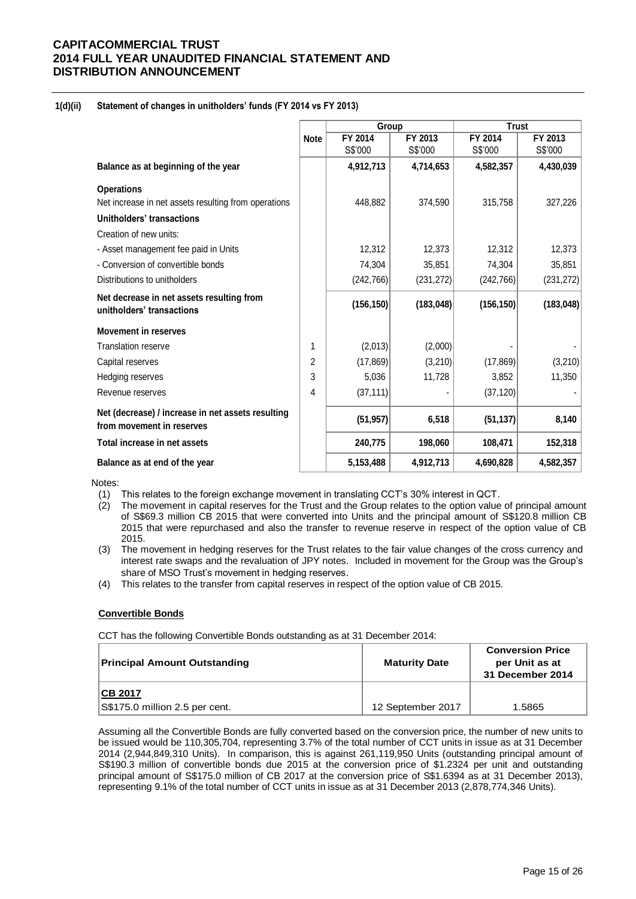**1(d)(ii) Statement of changes in unitholders' funds (FY 2014 vs FY 2013)**

| | Note | Group | | Trust | |
|---|---|---|---|---|---|
| | | FY 2014 S$'000 | FY 2013 S$'000 | FY 2014 S$'000 | FY 2013 S$'000 |
| **Balance as at beginning of the year** | | **4,912,713** | **4,714,653** | **4,582,357** | **4,430,039** |
| **Operations** | | | | | |
| Net increase in net assets resulting from operations | | 448,882 | 374,590 | 315,758 | 327,226 |
| **Unitholders' transactions** | | | | | |
| Creation of new units: | | | | | |
| - Asset management fee paid in Units | | 12,312 | 12,373 | 12,312 | 12,373 |
| - Conversion of convertible bonds | | 74,304 | 35,851 | 74,304 | 35,851 |
| Distributions to unitholders | | (242,766) | (231,272) | (242,766) | (231,272) |
| **Net decrease in net assets resulting from unitholders' transactions** | | **(156,150)** | **(183,048)** | **(156,150)** | **(183,048)** |
| **Movement in reserves** | | | | | |
| Translation reserve | 1 | (2,013) | (2,000) | - | - |
| Capital reserves | 2 | (17,869) | (3,210) | (17,869) | (3,210) |
| Hedging reserves | 3 | 5,036 | 11,728 | 3,852 | 11,350 |
| Revenue reserves | 4 | (37,111) | - | (37,120) | - |
| **Net (decrease) / increase in net assets resulting from movement in reserves** | | **(51,957)** | **6,518** | **(51,137)** | **8,140** |
| **Total increase in net assets** | | **240,775** | **198,060** | **108,471** | **152,318** |
| **Balance as at end of the year** | | **5,153,488** | **4,912,713** | **4,690,828** | **4,582,357** |

Notes:

(1) This relates to the foreign exchange movement in translating CCT's 30% interest in QCT.

(2) The movement in capital reserves for the Trust and the Group relates to the option value of principal amount of S$69.3 million CB 2015 that were converted into Units and the principal amount of S$120.8 million CB 2015 that were repurchased and also the transfer to revenue reserve in respect of the option value of CB 2015.

(3) The movement in hedging reserves for the Trust relates to the fair value changes of the cross currency and interest rate swaps and the revaluation of JPY notes. Included in movement for the Group was the Group's share of MSO Trust's movement in hedging reserves.

(4) This relates to the transfer from capital reserves in respect of the option value of CB 2015.

**Convertible Bonds**

CCT has the following Convertible Bonds outstanding as at 31 December 2014:

| Principal Amount Outstanding | Maturity Date | Conversion Price per Unit as at 31 December 2014 |
|---|---|---|
| **CB 2017** | | |
| S$175.0 million 2.5 per cent. | 12 September 2017 | 1.5865 |

Assuming all the Convertible Bonds are fully converted based on the conversion price, the number of new units to be issued would be 110,305,704, representing 3.7% of the total number of CCT units in issue as at 31 December 2014 (2,944,849,310 Units). In comparison, this is against 261,119,950 Units (outstanding principal amount of S$190.3 million of convertible bonds due 2015 at the conversion price of $1.2324 per unit and outstanding principal amount of S$175.0 million of CB 2017 at the conversion price of S$1.6394 as at 31 December 2013), representing 9.1% of the total number of CCT units in issue as at 31 December 2013 (2,878,774,346 Units).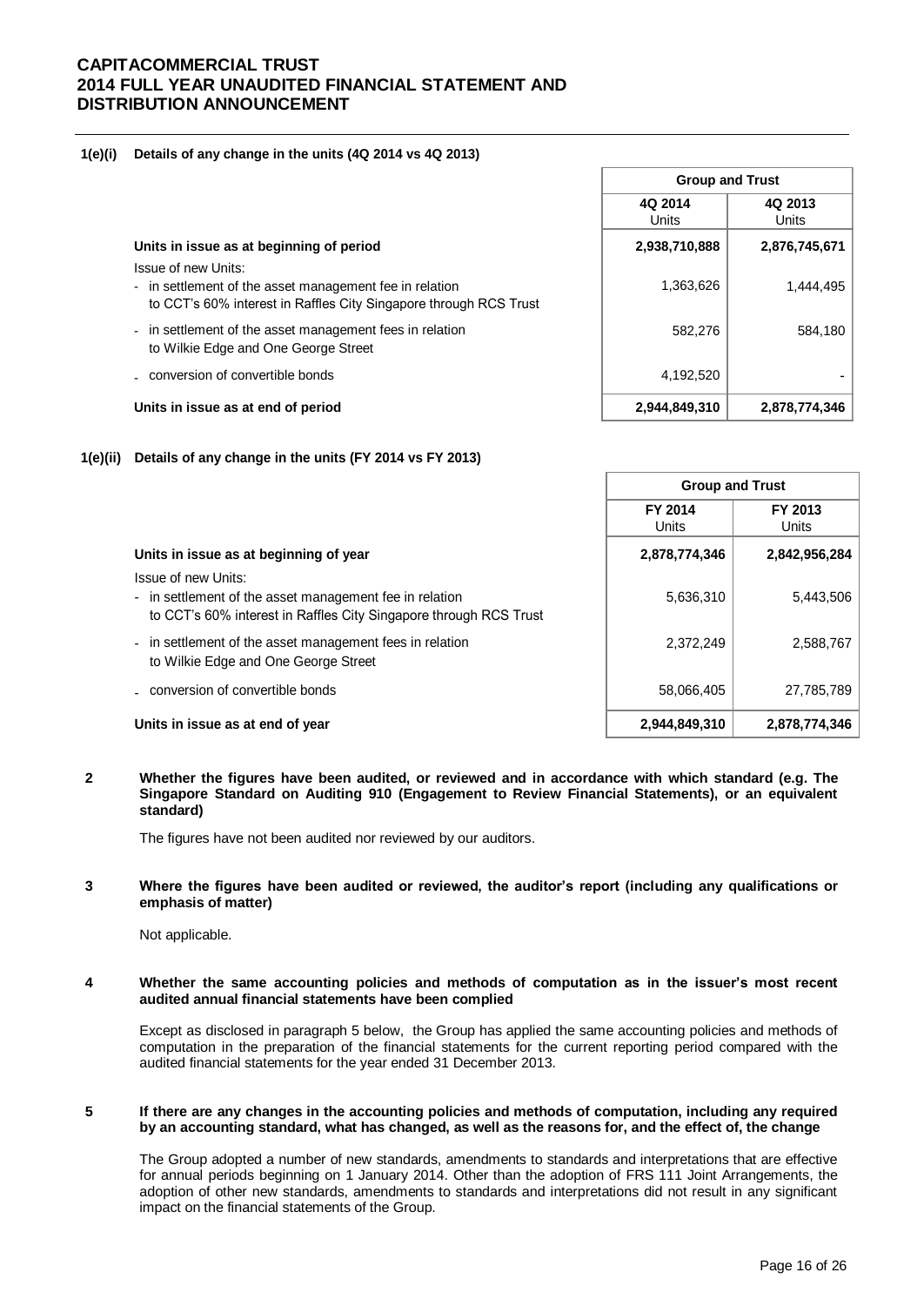**1(e)(i) Details of any change in the units (4Q 2014 vs 4Q 2013)**

| | Group and Trust | |
|---|---|---|
| | 4Q 2014 Units | 4Q 2013 Units |
| **Units in issue as at beginning of period** | **2,938,710,888** | **2,876,745,671** |
| Issue of new Units: | | |
| - in settlement of the asset management fee in relation to CCT's 60% interest in Raffles City Singapore through RCS Trust | 1,363,626 | 1,444,495 |
| - in settlement of the asset management fees in relation to Wilkie Edge and One George Street | 582,276 | 584,180 |
| - conversion of convertible bonds | 4,192,520 | - |
| **Units in issue as at end of period** | **2,944,849,310** | **2,878,774,346** |

**1(e)(ii) Details of any change in the units (FY 2014 vs FY 2013)**

| | Group and Trust | |
|---|---|---|
| | FY 2014 Units | FY 2013 Units |
| **Units in issue as at beginning of year** | **2,878,774,346** | **2,842,956,284** |
| Issue of new Units: | | |
| - in settlement of the asset management fee in relation to CCT's 60% interest in Raffles City Singapore through RCS Trust | 5,636,310 | 5,443,506 |
| - in settlement of the asset management fees in relation to Wilkie Edge and One George Street | 2,372,249 | 2,588,767 |
| - conversion of convertible bonds | 58,066,405 | 27,785,789 |
| **Units in issue as at end of year** | **2,944,849,310** | **2,878,774,346** |

**2 Whether the figures have been audited, or reviewed and in accordance with which standard (e.g. The Singapore Standard on Auditing 910 (Engagement to Review Financial Statements), or an equivalent standard)**

The figures have not been audited nor reviewed by our auditors.

**3 Where the figures have been audited or reviewed, the auditor's report (including any qualifications or emphasis of matter)**

Not applicable.

**4 Whether the same accounting policies and methods of computation as in the issuer's most recent audited annual financial statements have been complied**

Except as disclosed in paragraph 5 below, the Group has applied the same accounting policies and methods of computation in the preparation of the financial statements for the current reporting period compared with the audited financial statements for the year ended 31 December 2013.

**5 If there are any changes in the accounting policies and methods of computation, including any required by an accounting standard, what has changed, as well as the reasons for, and the effect of, the change**

The Group adopted a number of new standards, amendments to standards and interpretations that are effective for annual periods beginning on 1 January 2014. Other than the adoption of FRS 111 Joint Arrangements, the adoption of other new standards, amendments to standards and interpretations did not result in any significant impact on the financial statements of the Group.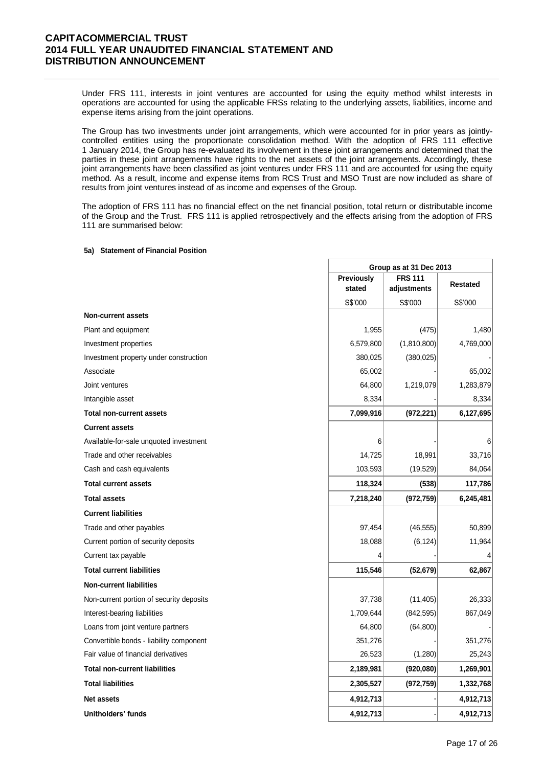Under FRS 111, interests in joint ventures are accounted for using the equity method whilst interests in operations are accounted for using the applicable FRSs relating to the underlying assets, liabilities, income and expense items arising from the joint operations.

The Group has two investments under joint arrangements, which were accounted for in prior years as jointly-controlled entities using the proportionate consolidation method. With the adoption of FRS 111 effective 1 January 2014, the Group has re-evaluated its involvement in these joint arrangements and determined that the parties in these joint arrangements have rights to the net assets of the joint arrangements. Accordingly, these joint arrangements have been classified as joint ventures under FRS 111 and are accounted for using the equity method. As a result, income and expense items from RCS Trust and MSO Trust are now included as share of results from joint ventures instead of as income and expenses of the Group.

The adoption of FRS 111 has no financial effect on the net financial position, total return or distributable income of the Group and the Trust. FRS 111 is applied retrospectively and the effects arising from the adoption of FRS 111 are summarised below:

#### 5a) Statement of Financial Position

| | Group as at 31 Dec 2013 | | |
|---|---|---|---|
| | **Previously stated** | **FRS 111 adjustments** | **Restated** |
| | S$'000 | S$'000 | S$'000 |
| **Non-current assets** | | | |
| Plant and equipment | 1,955 | (475) | 1,480 |
| Investment properties | 6,579,800 | (1,810,800) | 4,769,000 |
| Investment property under construction | 380,025 | (380,025) | - |
| Associate | 65,002 | - | 65,002 |
| Joint ventures | 64,800 | 1,219,079 | 1,283,879 |
| Intangible asset | 8,334 | - | 8,334 |
| **Total non-current assets** | **7,099,916** | **(972,221)** | **6,127,695** |
| **Current assets** | | | |
| Available-for-sale unquoted investment | 6 | - | 6 |
| Trade and other receivables | 14,725 | 18,991 | 33,716 |
| Cash and cash equivalents | 103,593 | (19,529) | 84,064 |
| **Total current assets** | **118,324** | **(538)** | **117,786** |
| **Total assets** | **7,218,240** | **(972,759)** | **6,245,481** |
| **Current liabilities** | | | |
| Trade and other payables | 97,454 | (46,555) | 50,899 |
| Current portion of security deposits | 18,088 | (6,124) | 11,964 |
| Current tax payable | 4 | - | 4 |
| **Total current liabilities** | **115,546** | **(52,679)** | **62,867** |
| **Non-current liabilities** | | | |
| Non-current portion of security deposits | 37,738 | (11,405) | 26,333 |
| Interest-bearing liabilities | 1,709,644 | (842,595) | 867,049 |
| Loans from joint venture partners | 64,800 | (64,800) | - |
| Convertible bonds - liability component | 351,276 | - | 351,276 |
| Fair value of financial derivatives | 26,523 | (1,280) | 25,243 |
| **Total non-current liabilities** | **2,189,981** | **(920,080)** | **1,269,901** |
| **Total liabilities** | **2,305,527** | **(972,759)** | **1,332,768** |
| **Net assets** | **4,912,713** | - | **4,912,713** |
| **Unitholders' funds** | **4,912,713** | - | **4,912,713** |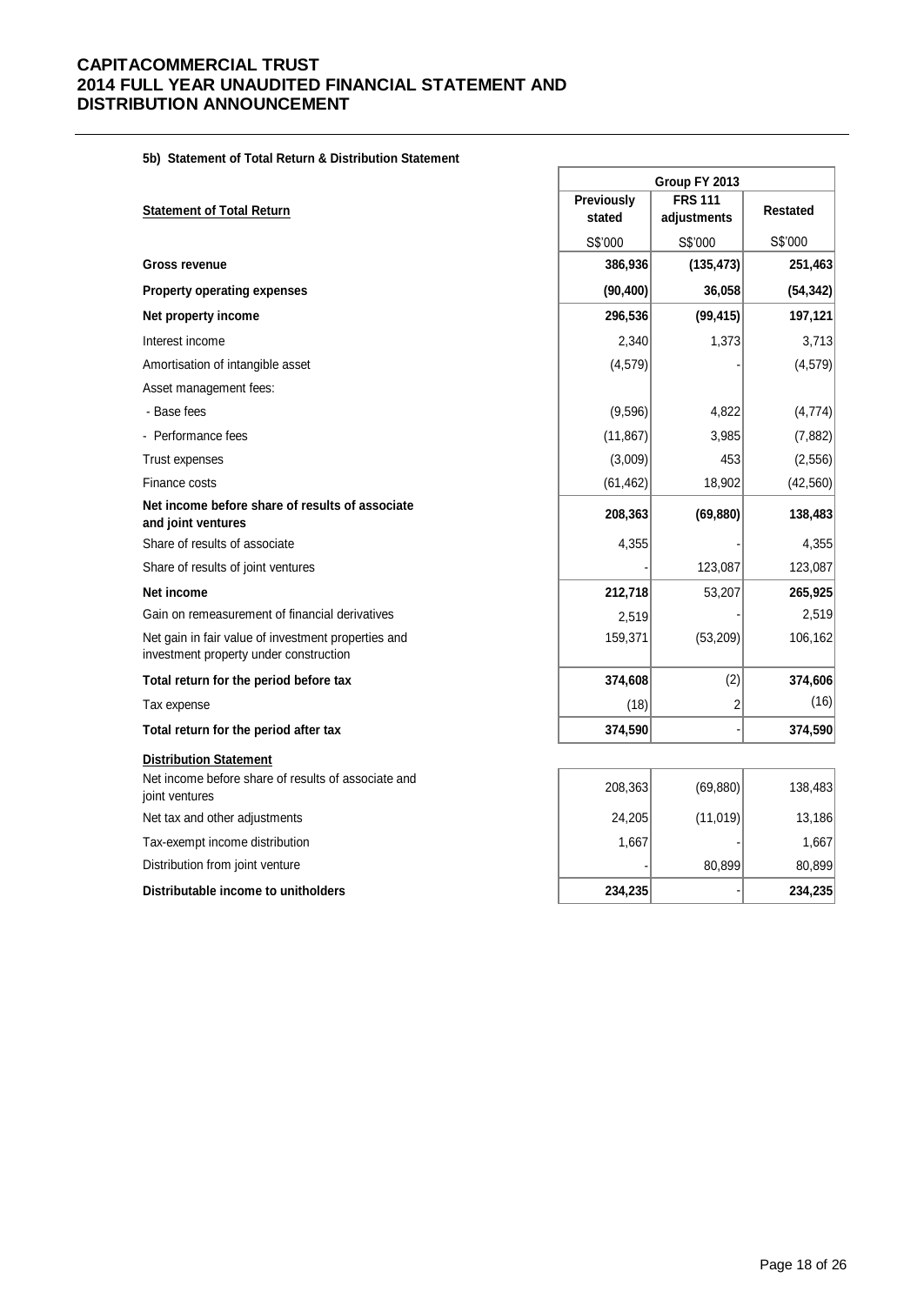#### 5b) Statement of Total Return & Distribution Statement

| Statement of Total Return | Group FY 2013 | | |
|---|---|---|---|
| | Previously stated | FRS 111 adjustments | Restated |
| | S$'000 | S$'000 | S$'000 |
| **Gross revenue** | **386,936** | **(135,473)** | **251,463** |
| **Property operating expenses** | **(90,400)** | **36,058** | **(54,342)** |
| **Net property income** | **296,536** | **(99,415)** | **197,121** |
| Interest income | 2,340 | 1,373 | 3,713 |
| Amortisation of intangible asset | (4,579) | - | (4,579) |
| Asset management fees: | | | |
| - Base fees | (9,596) | 4,822 | (4,774) |
| - Performance fees | (11,867) | 3,985 | (7,882) |
| Trust expenses | (3,009) | 453 | (2,556) |
| Finance costs | (61,462) | 18,902 | (42,560) |
| **Net income before share of results of associate and joint ventures** | **208,363** | **(69,880)** | **138,483** |
| Share of results of associate | 4,355 | - | 4,355 |
| Share of results of joint ventures | - | 123,087 | 123,087 |
| **Net income** | **212,718** | 53,207 | **265,925** |
| Gain on remeasurement of financial derivatives | 2,519 | - | 2,519 |
| Net gain in fair value of investment properties and investment property under construction | 159,371 | (53,209) | 106,162 |
| **Total return for the period before tax** | **374,608** | (2) | **374,606** |
| Tax expense | (18) | 2 | (16) |
| **Total return for the period after tax** | **374,590** | - | **374,590** |
| **Distribution Statement** | | | |
| Net income before share of results of associate and joint ventures | 208,363 | (69,880) | 138,483 |
| Net tax and other adjustments | 24,205 | (11,019) | 13,186 |
| Tax-exempt income distribution | 1,667 | - | 1,667 |
| Distribution from joint venture | - | 80,899 | 80,899 |
| **Distributable income to unitholders** | **234,235** | - | **234,235** |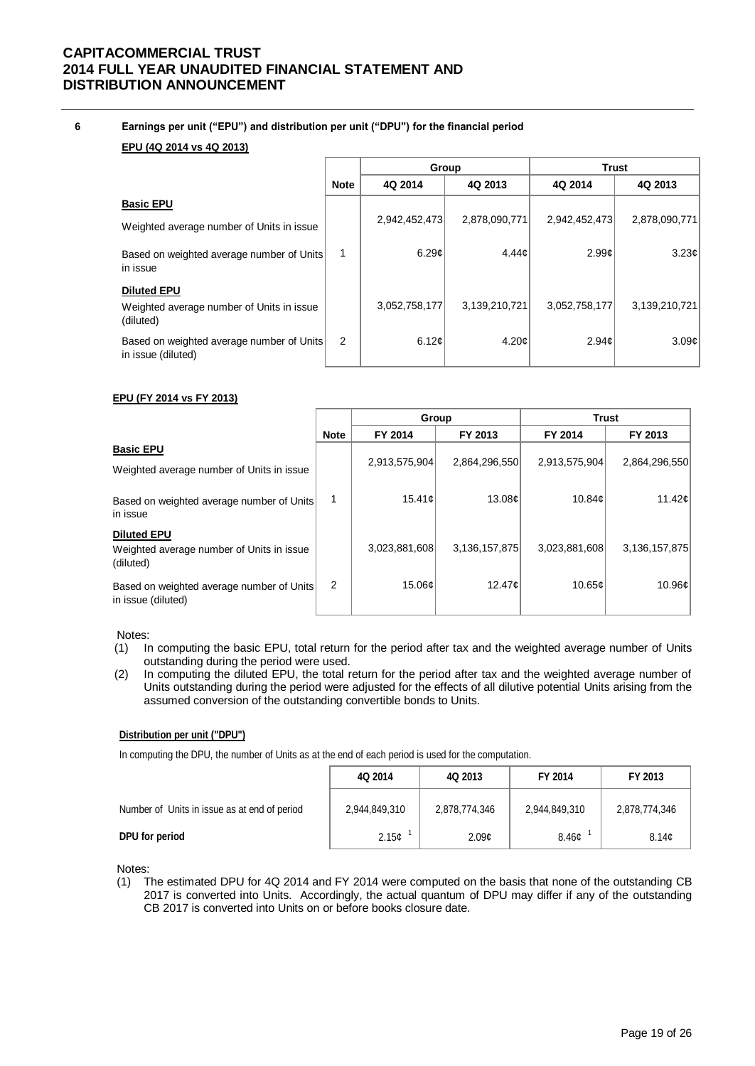## 6 Earnings per unit ("EPU") and distribution per unit ("DPU") for the financial period

**EPU (4Q 2014 vs 4Q 2013)**

| | Note | Group | | Trust | |
|---|---|---|---|---|---|
| | | 4Q 2014 | 4Q 2013 | 4Q 2014 | 4Q 2013 |
| **Basic EPU** | | | | | |
| Weighted average number of Units in issue | | 2,942,452,473 | 2,878,090,771 | 2,942,452,473 | 2,878,090,771 |
| Based on weighted average number of Units in issue | 1 | 6.29¢ | 4.44¢ | 2.99¢ | 3.23¢ |
| **Diluted EPU** | | | | | |
| Weighted average number of Units in issue (diluted) | | 3,052,758,177 | 3,139,210,721 | 3,052,758,177 | 3,139,210,721 |
| Based on weighted average number of Units in issue (diluted) | 2 | 6.12¢ | 4.20¢ | 2.94¢ | 3.09¢ |

**EPU (FY 2014 vs FY 2013)**

| | Note | Group | | Trust | |
|---|---|---|---|---|---|
| | | FY 2014 | FY 2013 | FY 2014 | FY 2013 |
| **Basic EPU** | | | | | |
| Weighted average number of Units in issue | | 2,913,575,904 | 2,864,296,550 | 2,913,575,904 | 2,864,296,550 |
| Based on weighted average number of Units in issue | 1 | 15.41¢ | 13.08¢ | 10.84¢ | 11.42¢ |
| **Diluted EPU** | | | | | |
| Weighted average number of Units in issue (diluted) | | 3,023,881,608 | 3,136,157,875 | 3,023,881,608 | 3,136,157,875 |
| Based on weighted average number of Units in issue (diluted) | 2 | 15.06¢ | 12.47¢ | 10.65¢ | 10.96¢ |

Notes:

1. In computing the basic EPU, total return for the period after tax and the weighted average number of Units outstanding during the period were used.
2. In computing the diluted EPU, the total return for the period after tax and the weighted average number of Units outstanding during the period were adjusted for the effects of all dilutive potential Units arising from the assumed conversion of the outstanding convertible bonds to Units.

**Distribution per unit ("DPU")**

In computing the DPU, the number of Units as at the end of each period is used for the computation.

| | 4Q 2014 | 4Q 2013 | FY 2014 | FY 2013 |
|---|---|---|---|---|
| Number of Units in issue as at end of period | 2,944,849,310 | 2,878,774,346 | 2,944,849,310 | 2,878,774,346 |
| **DPU for period** | 2.15¢ [1] | 2.09¢ | 8.46¢ [1] | 8.14¢ |

Notes:

1. The estimated DPU for 4Q 2014 and FY 2014 were computed on the basis that none of the outstanding CB 2017 is converted into Units. Accordingly, the actual quantum of DPU may differ if any of the outstanding CB 2017 is converted into Units on or before books closure date.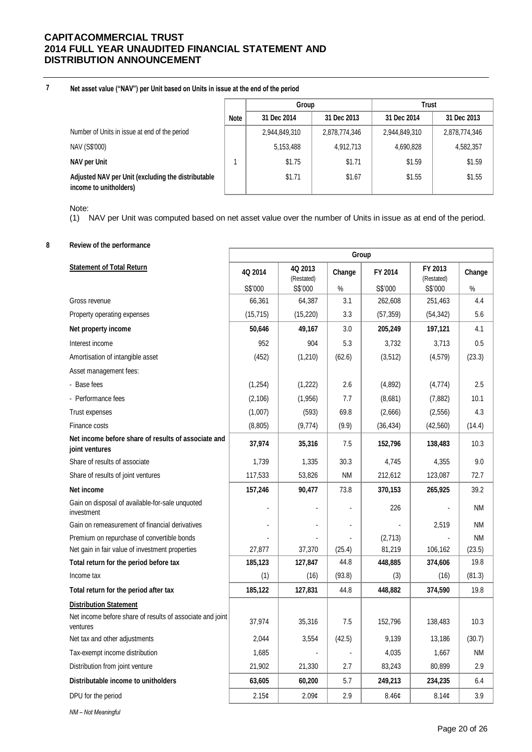## 7 Net asset value ("NAV") per Unit based on Units in issue at the end of the period

| | Note | Group | | Trust | |
|---|---|---|---|---|---|
| | | 31 Dec 2014 | 31 Dec 2013 | 31 Dec 2014 | 31 Dec 2013 |
| Number of Units in issue at end of the period | | 2,944,849,310 | 2,878,774,346 | 2,944,849,310 | 2,878,774,346 |
| NAV (S$'000) | | 5,153,488 | 4,912,713 | 4,690,828 | 4,582,357 |
| **NAV per Unit** | 1 | $1.75 | $1.71 | $1.59 | $1.59 |
| **Adjusted NAV per Unit (excluding the distributable income to unitholders)** | | $1.71 | $1.67 | $1.55 | $1.55 |

Note:
(1) NAV per Unit was computed based on net asset value over the number of Units in issue as at end of the period.

## 8 Review of the performance

| | Group | | | | | |
|---|---|---|---|---|---|---|
| **Statement of Total Return** | **4Q 2014** | **4Q 2013** (Restated) | **Change** | **FY 2014** | **FY 2013** (Restated) | **Change** |
| | S$'000 | S$'000 | % | S$'000 | S$'000 | % |
| Gross revenue | 66,361 | 64,387 | 3.1 | 262,608 | 251,463 | 4.4 |
| Property operating expenses | (15,715) | (15,220) | 3.3 | (57,359) | (54,342) | 5.6 |
| **Net property income** | **50,646** | **49,167** | 3.0 | **205,249** | **197,121** | 4.1 |
| Interest income | 952 | 904 | 5.3 | 3,732 | 3,713 | 0.5 |
| Amortisation of intangible asset | (452) | (1,210) | (62.6) | (3,512) | (4,579) | (23.3) |
| Asset management fees: | | | | | | |
| - Base fees | (1,254) | (1,222) | 2.6 | (4,892) | (4,774) | 2.5 |
| - Performance fees | (2,106) | (1,956) | 7.7 | (8,681) | (7,882) | 10.1 |
| Trust expenses | (1,007) | (593) | 69.8 | (2,666) | (2,556) | 4.3 |
| Finance costs | (8,805) | (9,774) | (9.9) | (36,434) | (42,560) | (14.4) |
| **Net income before share of results of associate and joint ventures** | **37,974** | **35,316** | 7.5 | **152,796** | **138,483** | 10.3 |
| Share of results of associate | 1,739 | 1,335 | 30.3 | 4,745 | 4,355 | 9.0 |
| Share of results of joint ventures | 117,533 | 53,826 | NM | 212,612 | 123,087 | 72.7 |
| **Net income** | **157,246** | **90,477** | 73.8 | **370,153** | **265,925** | 39.2 |
| Gain on disposal of available-for-sale unquoted investment | - | - | - | 226 | - | NM |
| Gain on remeasurement of financial derivatives | - | - | - | - | 2,519 | NM |
| Premium on repurchase of convertible bonds | - | - | - | (2,713) | - | NM |
| Net gain in fair value of investment properties | 27,877 | 37,370 | (25.4) | 81,219 | 106,162 | (23.5) |
| **Total return for the period before tax** | **185,123** | **127,847** | 44.8 | **448,885** | **374,606** | 19.8 |
| Income tax | (1) | (16) | (93.8) | (3) | (16) | (81.3) |
| **Total return for the period after tax** | **185,122** | **127,831** | 44.8 | **448,882** | **374,590** | 19.8 |
| **Distribution Statement** | | | | | | |
| Net income before share of results of associate and joint ventures | 37,974 | 35,316 | 7.5 | 152,796 | 138,483 | 10.3 |
| Net tax and other adjustments | 2,044 | 3,554 | (42.5) | 9,139 | 13,186 | (30.7) |
| Tax-exempt income distribution | 1,685 | - | - | 4,035 | 1,667 | NM |
| Distribution from joint venture | 21,902 | 21,330 | 2.7 | 83,243 | 80,899 | 2.9 |
| **Distributable income to unitholders** | **63,605** | **60,200** | 5.7 | **249,213** | **234,235** | 6.4 |
| DPU for the period | 2.15¢ | 2.09¢ | 2.9 | 8.46¢ | 8.14¢ | 3.9 |

*NM – Not Meaningful*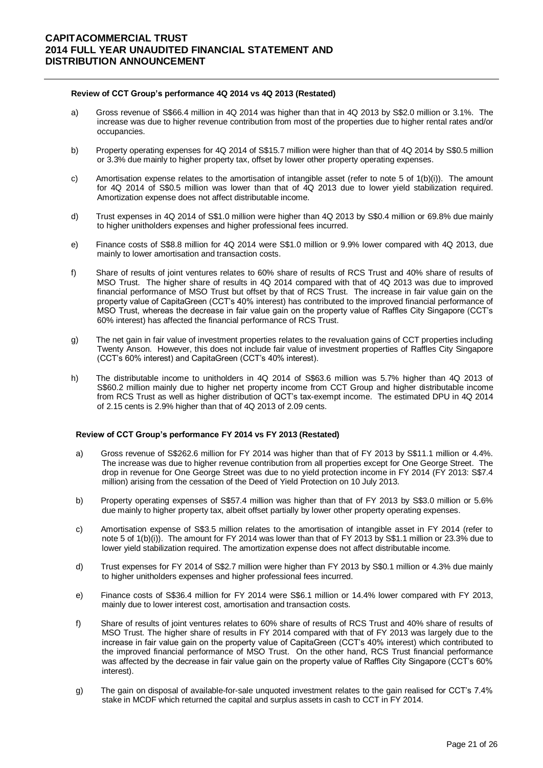**Review of CCT Group's performance 4Q 2014 vs 4Q 2013 (Restated)**

a) Gross revenue of S$66.4 million in 4Q 2014 was higher than that in 4Q 2013 by S$2.0 million or 3.1%. The increase was due to higher revenue contribution from most of the properties due to higher rental rates and/or occupancies.

b) Property operating expenses for 4Q 2014 of S$15.7 million were higher than that of 4Q 2014 by S$0.5 million or 3.3% due mainly to higher property tax, offset by lower other property operating expenses.

c) Amortisation expense relates to the amortisation of intangible asset (refer to note 5 of 1(b)(i)). The amount for 4Q 2014 of S$0.5 million was lower than that of 4Q 2013 due to lower yield stabilization required. Amortization expense does not affect distributable income.

d) Trust expenses in 4Q 2014 of S$1.0 million were higher than 4Q 2013 by S$0.4 million or 69.8% due mainly to higher unitholders expenses and higher professional fees incurred.

e) Finance costs of S$8.8 million for 4Q 2014 were S$1.0 million or 9.9% lower compared with 4Q 2013, due mainly to lower amortisation and transaction costs.

f) Share of results of joint ventures relates to 60% share of results of RCS Trust and 40% share of results of MSO Trust. The higher share of results in 4Q 2014 compared with that of 4Q 2013 was due to improved financial performance of MSO Trust but offset by that of RCS Trust. The increase in fair value gain on the property value of CapitaGreen (CCT's 40% interest) has contributed to the improved financial performance of MSO Trust, whereas the decrease in fair value gain on the property value of Raffles City Singapore (CCT's 60% interest) has affected the financial performance of RCS Trust.

g) The net gain in fair value of investment properties relates to the revaluation gains of CCT properties including Twenty Anson. However, this does not include fair value of investment properties of Raffles City Singapore (CCT's 60% interest) and CapitaGreen (CCT's 40% interest).

h) The distributable income to unitholders in 4Q 2014 of S$63.6 million was 5.7% higher than 4Q 2013 of S$60.2 million mainly due to higher net property income from CCT Group and higher distributable income from RCS Trust as well as higher distribution of QCT's tax-exempt income. The estimated DPU in 4Q 2014 of 2.15 cents is 2.9% higher than that of 4Q 2013 of 2.09 cents.

**Review of CCT Group's performance FY 2014 vs FY 2013 (Restated)**

a) Gross revenue of S$262.6 million for FY 2014 was higher than that of FY 2013 by S$11.1 million or 4.4%. The increase was due to higher revenue contribution from all properties except for One George Street. The drop in revenue for One George Street was due to no yield protection income in FY 2014 (FY 2013: S$7.4 million) arising from the cessation of the Deed of Yield Protection on 10 July 2013.

b) Property operating expenses of S$57.4 million was higher than that of FY 2013 by S$3.0 million or 5.6% due mainly to higher property tax, albeit offset partially by lower other property operating expenses.

c) Amortisation expense of S$3.5 million relates to the amortisation of intangible asset in FY 2014 (refer to note 5 of 1(b)(i)). The amount for FY 2014 was lower than that of FY 2013 by S$1.1 million or 23.3% due to lower yield stabilization required. The amortization expense does not affect distributable income.

d) Trust expenses for FY 2014 of S$2.7 million were higher than FY 2013 by S$0.1 million or 4.3% due mainly to higher unitholders expenses and higher professional fees incurred.

e) Finance costs of S$36.4 million for FY 2014 were S$6.1 million or 14.4% lower compared with FY 2013, mainly due to lower interest cost, amortisation and transaction costs.

f) Share of results of joint ventures relates to 60% share of results of RCS Trust and 40% share of results of MSO Trust. The higher share of results in FY 2014 compared with that of FY 2013 was largely due to the increase in fair value gain on the property value of CapitaGreen (CCT's 40% interest) which contributed to the improved financial performance of MSO Trust. On the other hand, RCS Trust financial performance was affected by the decrease in fair value gain on the property value of Raffles City Singapore (CCT's 60% interest).

g) The gain on disposal of available-for-sale unquoted investment relates to the gain realised for CCT's 7.4% stake in MCDF which returned the capital and surplus assets in cash to CCT in FY 2014.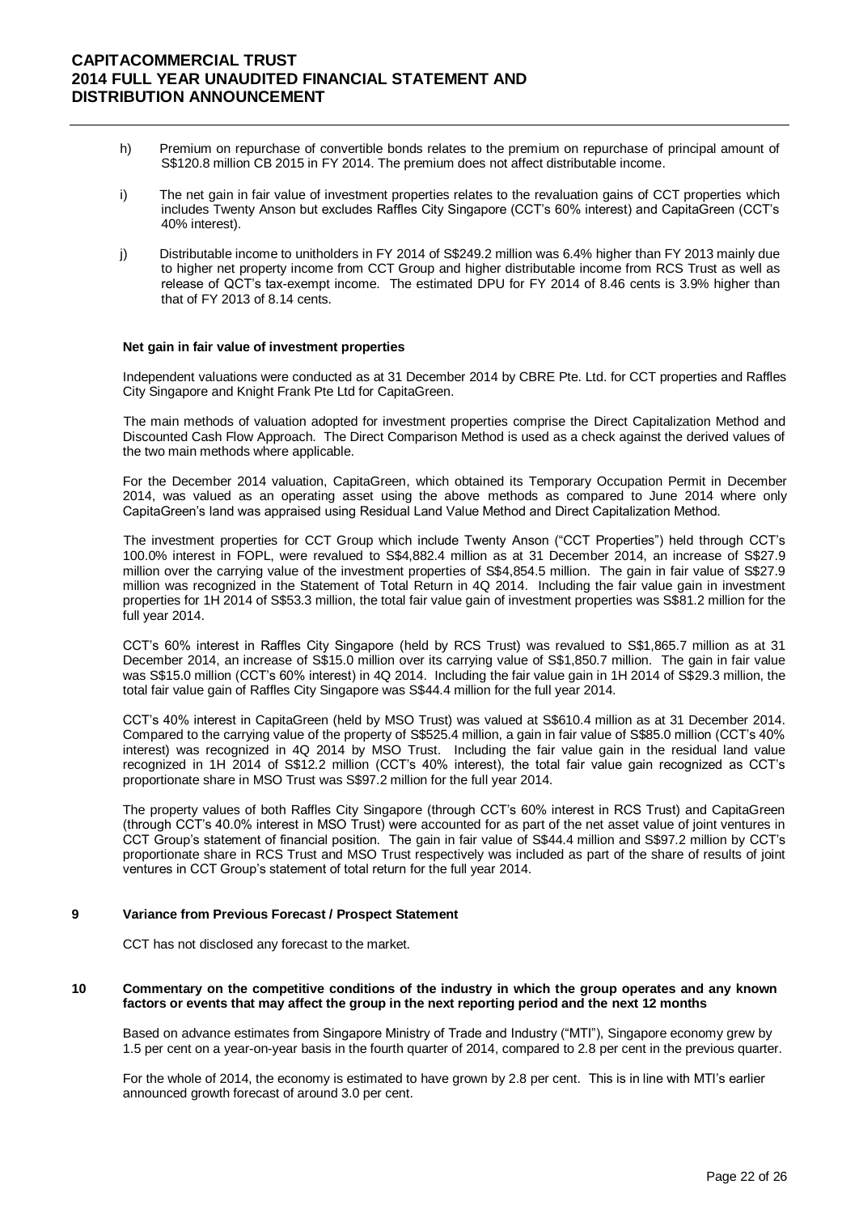h) Premium on repurchase of convertible bonds relates to the premium on repurchase of principal amount of S$120.8 million CB 2015 in FY 2014. The premium does not affect distributable income.

i) The net gain in fair value of investment properties relates to the revaluation gains of CCT properties which includes Twenty Anson but excludes Raffles City Singapore (CCT's 60% interest) and CapitaGreen (CCT's 40% interest).

j) Distributable income to unitholders in FY 2014 of S$249.2 million was 6.4% higher than FY 2013 mainly due to higher net property income from CCT Group and higher distributable income from RCS Trust as well as release of QCT's tax-exempt income. The estimated DPU for FY 2014 of 8.46 cents is 3.9% higher than that of FY 2013 of 8.14 cents.

**Net gain in fair value of investment properties**

Independent valuations were conducted as at 31 December 2014 by CBRE Pte. Ltd. for CCT properties and Raffles City Singapore and Knight Frank Pte Ltd for CapitaGreen.

The main methods of valuation adopted for investment properties comprise the Direct Capitalization Method and Discounted Cash Flow Approach. The Direct Comparison Method is used as a check against the derived values of the two main methods where applicable.

For the December 2014 valuation, CapitaGreen, which obtained its Temporary Occupation Permit in December 2014, was valued as an operating asset using the above methods as compared to June 2014 where only CapitaGreen's land was appraised using Residual Land Value Method and Direct Capitalization Method.

The investment properties for CCT Group which include Twenty Anson ("CCT Properties") held through CCT's 100.0% interest in FOPL, were revalued to S$4,882.4 million as at 31 December 2014, an increase of S$27.9 million over the carrying value of the investment properties of S$4,854.5 million. The gain in fair value of S$27.9 million was recognized in the Statement of Total Return in 4Q 2014. Including the fair value gain in investment properties for 1H 2014 of S$53.3 million, the total fair value gain of investment properties was S$81.2 million for the full year 2014.

CCT's 60% interest in Raffles City Singapore (held by RCS Trust) was revalued to S$1,865.7 million as at 31 December 2014, an increase of S$15.0 million over its carrying value of S$1,850.7 million. The gain in fair value was S$15.0 million (CCT's 60% interest) in 4Q 2014. Including the fair value gain in 1H 2014 of S$29.3 million, the total fair value gain of Raffles City Singapore was S$44.4 million for the full year 2014.

CCT's 40% interest in CapitaGreen (held by MSO Trust) was valued at S$610.4 million as at 31 December 2014. Compared to the carrying value of the property of S$525.4 million, a gain in fair value of S$85.0 million (CCT's 40% interest) was recognized in 4Q 2014 by MSO Trust. Including the fair value gain in the residual land value recognized in 1H 2014 of S$12.2 million (CCT's 40% interest), the total fair value gain recognized as CCT's proportionate share in MSO Trust was S$97.2 million for the full year 2014.

The property values of both Raffles City Singapore (through CCT's 60% interest in RCS Trust) and CapitaGreen (through CCT's 40.0% interest in MSO Trust) were accounted for as part of the net asset value of joint ventures in CCT Group's statement of financial position. The gain in fair value of S$44.4 million and S$97.2 million by CCT's proportionate share in RCS Trust and MSO Trust respectively was included as part of the share of results of joint ventures in CCT Group's statement of total return for the full year 2014.

## 9 Variance from Previous Forecast / Prospect Statement

CCT has not disclosed any forecast to the market.

## 10 Commentary on the competitive conditions of the industry in which the group operates and any known factors or events that may affect the group in the next reporting period and the next 12 months

Based on advance estimates from Singapore Ministry of Trade and Industry ("MTI"), Singapore economy grew by 1.5 per cent on a year-on-year basis in the fourth quarter of 2014, compared to 2.8 per cent in the previous quarter.

For the whole of 2014, the economy is estimated to have grown by 2.8 per cent. This is in line with MTI's earlier announced growth forecast of around 3.0 per cent.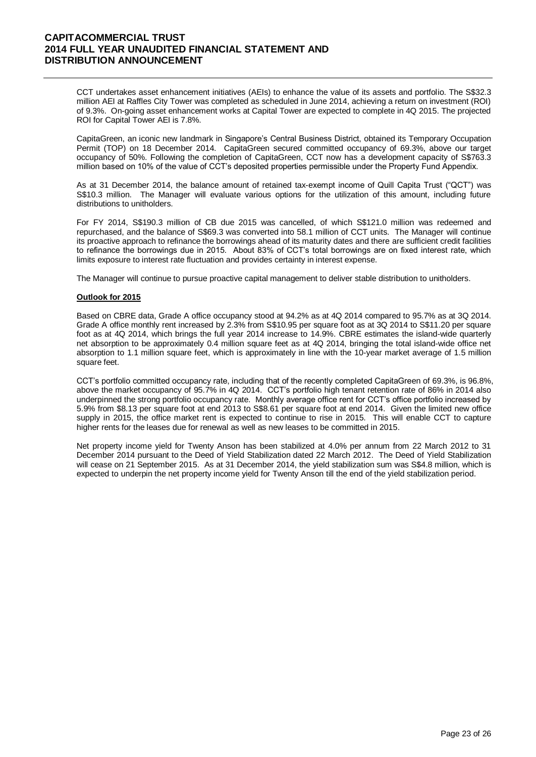CCT undertakes asset enhancement initiatives (AEIs) to enhance the value of its assets and portfolio. The S$32.3 million AEI at Raffles City Tower was completed as scheduled in June 2014, achieving a return on investment (ROI) of 9.3%. On-going asset enhancement works at Capital Tower are expected to complete in 4Q 2015. The projected ROI for Capital Tower AEI is 7.8%.

CapitaGreen, an iconic new landmark in Singapore's Central Business District, obtained its Temporary Occupation Permit (TOP) on 18 December 2014. CapitaGreen secured committed occupancy of 69.3%, above our target occupancy of 50%. Following the completion of CapitaGreen, CCT now has a development capacity of S$763.3 million based on 10% of the value of CCT's deposited properties permissible under the Property Fund Appendix.

As at 31 December 2014, the balance amount of retained tax-exempt income of Quill Capita Trust ("QCT") was S$10.3 million. The Manager will evaluate various options for the utilization of this amount, including future distributions to unitholders.

For FY 2014, S$190.3 million of CB due 2015 was cancelled, of which S$121.0 million was redeemed and repurchased, and the balance of S$69.3 was converted into 58.1 million of CCT units. The Manager will continue its proactive approach to refinance the borrowings ahead of its maturity dates and there are sufficient credit facilities to refinance the borrowings due in 2015. About 83% of CCT's total borrowings are on fixed interest rate, which limits exposure to interest rate fluctuation and provides certainty in interest expense.

The Manager will continue to pursue proactive capital management to deliver stable distribution to unitholders.

## Outlook for 2015

Based on CBRE data, Grade A office occupancy stood at 94.2% as at 4Q 2014 compared to 95.7% as at 3Q 2014. Grade A office monthly rent increased by 2.3% from S$10.95 per square foot as at 3Q 2014 to S$11.20 per square foot as at 4Q 2014, which brings the full year 2014 increase to 14.9%. CBRE estimates the island-wide quarterly net absorption to be approximately 0.4 million square feet as at 4Q 2014, bringing the total island-wide office net absorption to 1.1 million square feet, which is approximately in line with the 10-year market average of 1.5 million square feet.

CCT's portfolio committed occupancy rate, including that of the recently completed CapitaGreen of 69.3%, is 96.8%, above the market occupancy of 95.7% in 4Q 2014. CCT's portfolio high tenant retention rate of 86% in 2014 also underpinned the strong portfolio occupancy rate. Monthly average office rent for CCT's office portfolio increased by 5.9% from $8.13 per square foot at end 2013 to S$8.61 per square foot at end 2014. Given the limited new office supply in 2015, the office market rent is expected to continue to rise in 2015. This will enable CCT to capture higher rents for the leases due for renewal as well as new leases to be committed in 2015.

Net property income yield for Twenty Anson has been stabilized at 4.0% per annum from 22 March 2012 to 31 December 2014 pursuant to the Deed of Yield Stabilization dated 22 March 2012. The Deed of Yield Stabilization will cease on 21 September 2015. As at 31 December 2014, the yield stabilization sum was S$4.8 million, which is expected to underpin the net property income yield for Twenty Anson till the end of the yield stabilization period.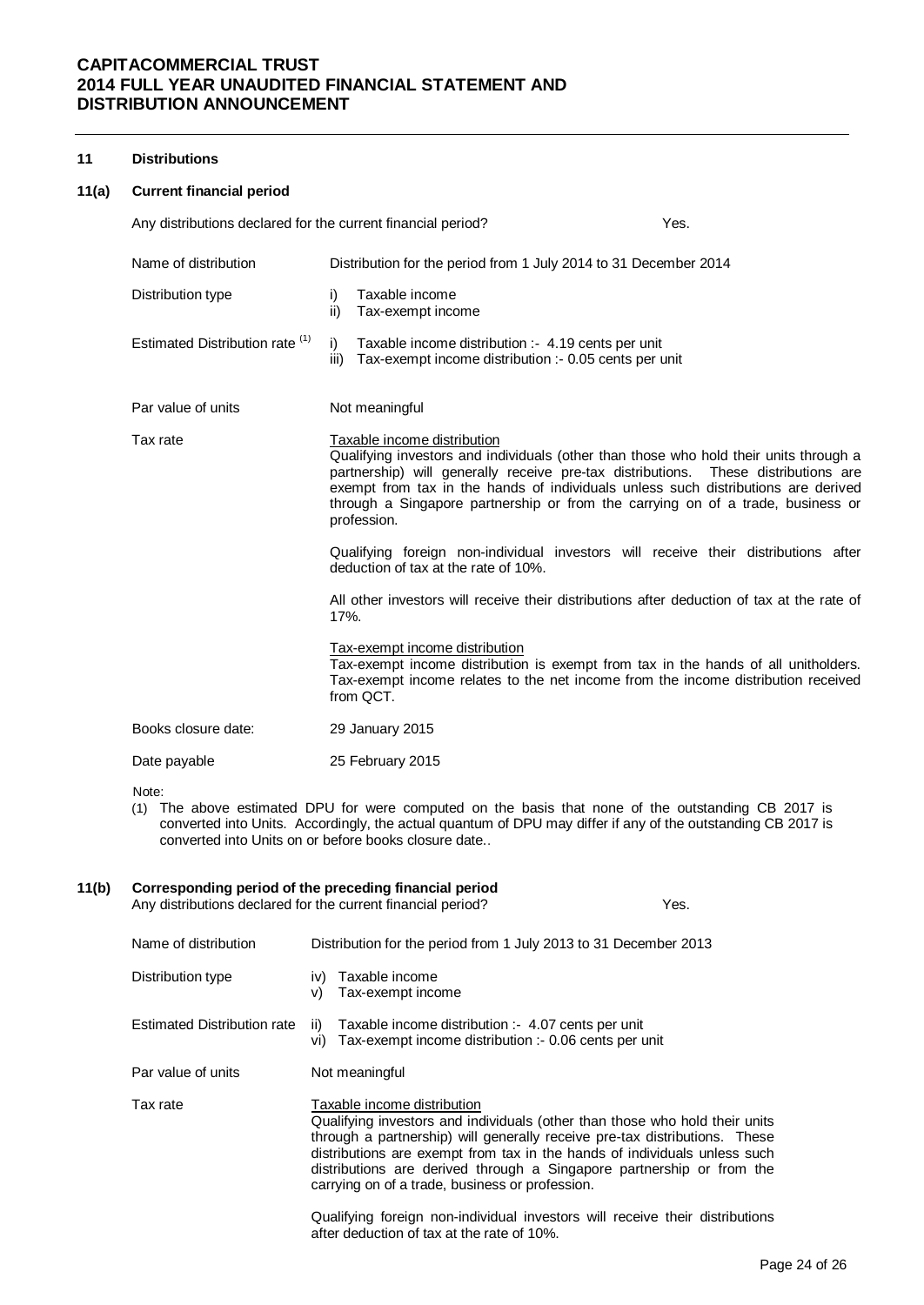## 11 Distributions

### 11(a) Current financial period

Any distributions declared for the current financial period? Yes.

| | |
|---|---|
| Name of distribution | Distribution for the period from 1 July 2014 to 31 December 2014 |
| Distribution type | i) Taxable income<br>ii) Tax-exempt income |
| Estimated Distribution rate [1] | i) Taxable income distribution :- 4.19 cents per unit<br>iii) Tax-exempt income distribution :- 0.05 cents per unit |
| Par value of units | Not meaningful |
| Tax rate | Taxable income distribution<br>Qualifying investors and individuals (other than those who hold their units through a partnership) will generally receive pre-tax distributions. These distributions are exempt from tax in the hands of individuals unless such distributions are derived through a Singapore partnership or from the carrying on of a trade, business or profession.<br><br>Qualifying foreign non-individual investors will receive their distributions after deduction of tax at the rate of 10%.<br><br>All other investors will receive their distributions after deduction of tax at the rate of 17%.<br><br>Tax-exempt income distribution<br>Tax-exempt income distribution is exempt from tax in the hands of all unitholders. Tax-exempt income relates to the net income from the income distribution received from QCT. |
| Books closure date: | 29 January 2015 |
| Date payable | 25 February 2015 |

Note:

(1) The above estimated DPU for were computed on the basis that none of the outstanding CB 2017 is converted into Units. Accordingly, the actual quantum of DPU may differ if any of the outstanding CB 2017 is converted into Units on or before books closure date..

### 11(b) Corresponding period of the preceding financial period

Any distributions declared for the current financial period? Yes.

| | |
|---|---|
| Name of distribution | Distribution for the period from 1 July 2013 to 31 December 2013 |
| Distribution type | iv) Taxable income<br>v) Tax-exempt income |
| Estimated Distribution rate | ii) Taxable income distribution :- 4.07 cents per unit<br>vi) Tax-exempt income distribution :- 0.06 cents per unit |
| Par value of units | Not meaningful |
| Tax rate | Taxable income distribution<br>Qualifying investors and individuals (other than those who hold their units through a partnership) will generally receive pre-tax distributions. These distributions are exempt from tax in the hands of individuals unless such distributions are derived through a Singapore partnership or from the carrying on of a trade, business or profession.<br><br>Qualifying foreign non-individual investors will receive their distributions after deduction of tax at the rate of 10%. |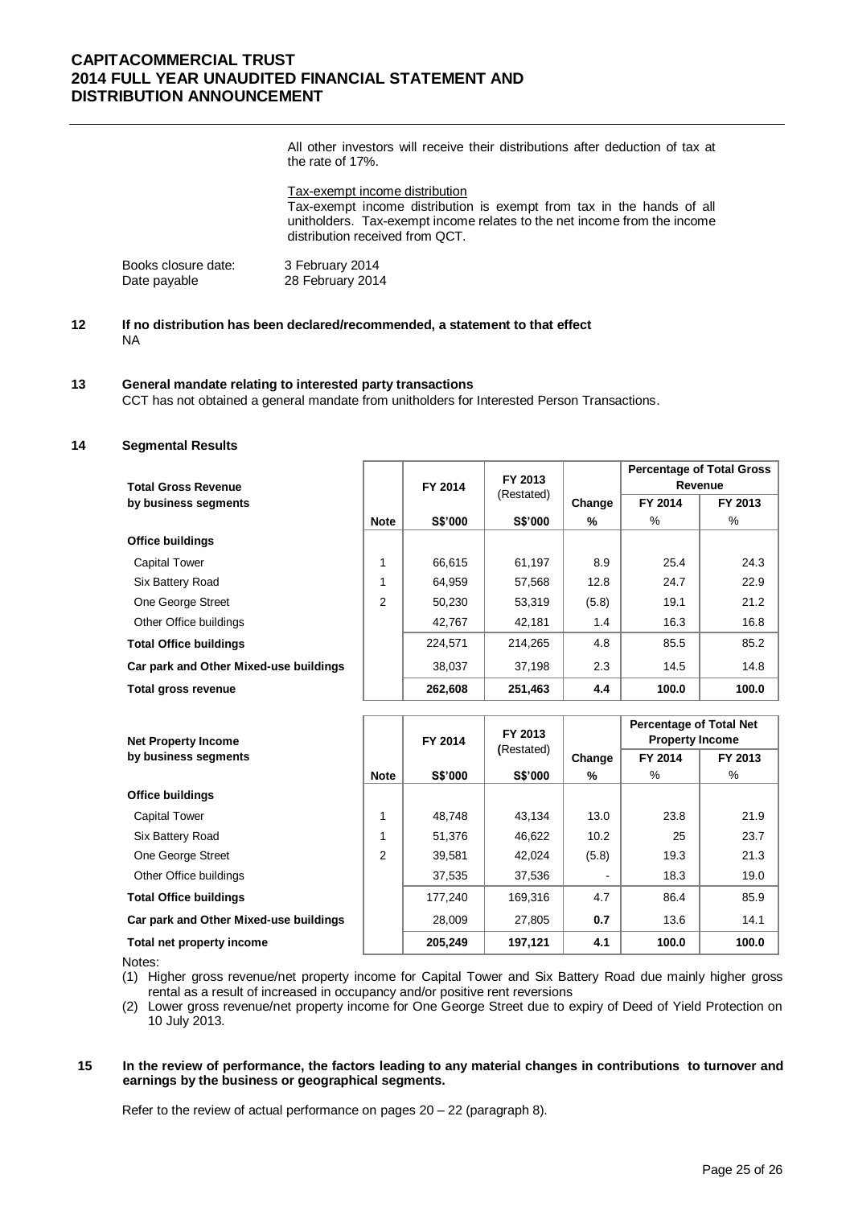All other investors will receive their distributions after deduction of tax at the rate of 17%.

Tax-exempt income distribution
Tax-exempt income distribution is exempt from tax in the hands of all unitholders. Tax-exempt income relates to the net income from the income distribution received from QCT.

Books closure date: 3 February 2014
Date payable 28 February 2014

**12 If no distribution has been declared/recommended, a statement to that effect**
NA

**13 General mandate relating to interested party transactions**
CCT has not obtained a general mandate from unitholders for Interested Person Transactions.

**14 Segmental Results**

| Total Gross Revenue by business segments | Note | FY 2014 | FY 2013 (Restated) | Change | Percentage of Total Gross Revenue | |
|---|---|---|---|---|---|---|
| | | | | | FY 2014 | FY 2013 |
| | | S$'000 | S$'000 | % | % | % |
| **Office buildings** | | | | | | |
| Capital Tower | 1 | 66,615 | 61,197 | 8.9 | 25.4 | 24.3 |
| Six Battery Road | 1 | 64,959 | 57,568 | 12.8 | 24.7 | 22.9 |
| One George Street | 2 | 50,230 | 53,319 | (5.8) | 19.1 | 21.2 |
| Other Office buildings | | 42,767 | 42,181 | 1.4 | 16.3 | 16.8 |
| **Total Office buildings** | | 224,571 | 214,265 | 4.8 | 85.5 | 85.2 |
| **Car park and Other Mixed-use buildings** | | 38,037 | 37,198 | 2.3 | 14.5 | 14.8 |
| **Total gross revenue** | | **262,608** | **251,463** | **4.4** | **100.0** | **100.0** |

| Net Property Income by business segments | Note | FY 2014 | FY 2013 (Restated) | Change | Percentage of Total Net Property Income | |
|---|---|---|---|---|---|---|
| | | | | | FY 2014 | FY 2013 |
| | | S$'000 | S$'000 | % | % | % |
| **Office buildings** | | | | | | |
| Capital Tower | 1 | 48,748 | 43,134 | 13.0 | 23.8 | 21.9 |
| Six Battery Road | 1 | 51,376 | 46,622 | 10.2 | 25 | 23.7 |
| One George Street | 2 | 39,581 | 42,024 | (5.8) | 19.3 | 21.3 |
| Other Office buildings | | 37,535 | 37,536 | - | 18.3 | 19.0 |
| **Total Office buildings** | | 177,240 | 169,316 | 4.7 | 86.4 | 85.9 |
| **Car park and Other Mixed-use buildings** | | 28,009 | 27,805 | **0.7** | 13.6 | 14.1 |
| **Total net property income** | | **205,249** | **197,121** | **4.1** | **100.0** | **100.0** |

Notes:
(1) Higher gross revenue/net property income for Capital Tower and Six Battery Road due mainly higher gross rental as a result of increased in occupancy and/or positive rent reversions
(2) Lower gross revenue/net property income for One George Street due to expiry of Deed of Yield Protection on 10 July 2013.

**15 In the review of performance, the factors leading to any material changes in contributions to turnover and earnings by the business or geographical segments.**

Refer to the review of actual performance on pages 20 – 22 (paragraph 8).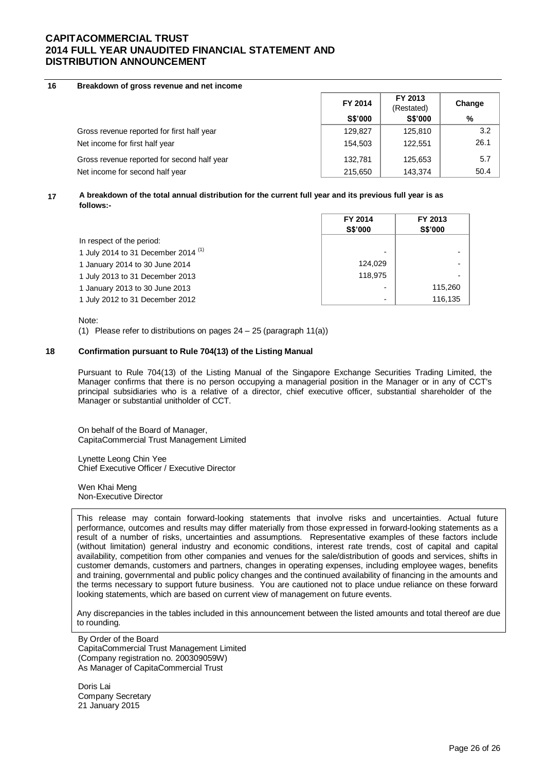## 16 Breakdown of gross revenue and net income

| | FY 2014 | FY 2013 (Restated) | Change |
|---|---|---|---|
| | S$'000 | S$'000 | % |
| Gross revenue reported for first half year | 129,827 | 125,810 | 3.2 |
| Net income for first half year | 154,503 | 122,551 | 26.1 |
| Gross revenue reported for second half year | 132,781 | 125,653 | 5.7 |
| Net income for second half year | 215,650 | 143,374 | 50.4 |

## 17 A breakdown of the total annual distribution for the current full year and its previous full year is as follows:-

| | FY 2014 S$'000 | FY 2013 S$'000 |
|---|---|---|
| In respect of the period: | | |
| 1 July 2014 to 31 December 2014 [1] | - | - |
| 1 January 2014 to 30 June 2014 | 124,029 | - |
| 1 July 2013 to 31 December 2013 | 118,975 | - |
| 1 January 2013 to 30 June 2013 | - | 115,260 |
| 1 July 2012 to 31 December 2012 | - | 116,135 |

Note:

(1) Please refer to distributions on pages 24 – 25 (paragraph 11(a))

## 18 Confirmation pursuant to Rule 704(13) of the Listing Manual

Pursuant to Rule 704(13) of the Listing Manual of the Singapore Exchange Securities Trading Limited, the Manager confirms that there is no person occupying a managerial position in the Manager or in any of CCT's principal subsidiaries who is a relative of a director, chief executive officer, substantial shareholder of the Manager or substantial unitholder of CCT.

On behalf of the Board of Manager,
CapitaCommercial Trust Management Limited

Lynette Leong Chin Yee
Chief Executive Officer / Executive Director

Wen Khai Meng
Non-Executive Director

This release may contain forward-looking statements that involve risks and uncertainties. Actual future performance, outcomes and results may differ materially from those expressed in forward-looking statements as a result of a number of risks, uncertainties and assumptions. Representative examples of these factors include (without limitation) general industry and economic conditions, interest rate trends, cost of capital and capital availability, competition from other companies and venues for the sale/distribution of goods and services, shifts in customer demands, customers and partners, changes in operating expenses, including employee wages, benefits and training, governmental and public policy changes and the continued availability of financing in the amounts and the terms necessary to support future business. You are cautioned not to place undue reliance on these forward looking statements, which are based on current view of management on future events.

Any discrepancies in the tables included in this announcement between the listed amounts and total thereof are due to rounding.

By Order of the Board
CapitaCommercial Trust Management Limited
(Company registration no. 200309059W)
As Manager of CapitaCommercial Trust

Doris Lai
Company Secretary
21 January 2015